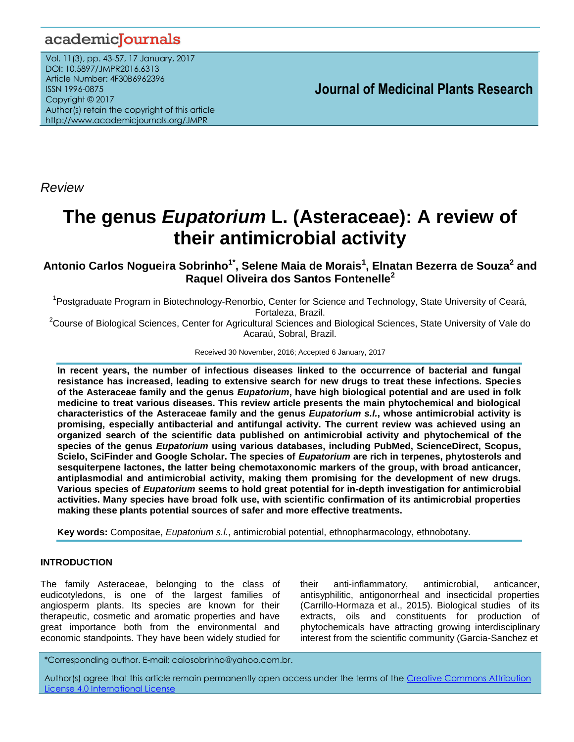*Review*

# The genus *Eupatorium* L. (Asteraceae): A review of their antimicrobial activity

**Antonio Carlos Nogueira Sobrinho[1*], Selene Maia de Morais[1], Elnatan Bezerra de Souza[2] and Raquel Oliveira dos Santos Fontenelle[2]**

[1]Postgraduate Program in Biotechnology-Renorbio, Center for Science and Technology, State University of Ceará, Fortaleza, Brazil.

[2]Course of Biological Sciences, Center for Agricultural Sciences and Biological Sciences, State University of Vale do Acaraú, Sobral, Brazil.

Received 30 November, 2016; Accepted 6 January, 2017

**In recent years, the number of infectious diseases linked to the occurrence of bacterial and fungal resistance has increased, leading to extensive search for new drugs to treat these infections. Species of the Asteraceae family and the genus *Eupatorium*, have high biological potential and are used in folk medicine to treat various diseases. This review article presents the main phytochemical and biological characteristics of the Asteraceae family and the genus *Eupatorium s.l.*, whose antimicrobial activity is promising, especially antibacterial and antifungal activity. The current review was achieved using an organized search of the scientific data published on antimicrobial activity and phytochemical of the species of the genus *Eupatorium* using various databases, including PubMed, ScienceDirect, Scopus, Scielo, SciFinder and Google Scholar. The species of *Eupatorium* are rich in terpenes, phytosterols and sesquiterpene lactones, the latter being chemotaxonomic markers of the group, with broad anticancer, antiplasmodial and antimicrobial activity, making them promising for the development of new drugs. Various species of *Eupatorium* seems to hold great potential for in-depth investigation for antimicrobial activities. Many species have broad folk use, with scientific confirmation of its antimicrobial properties making these plants potential sources of safer and more effective treatments.**

**Key words:** Compositae, *Eupatorium s.l.*, antimicrobial potential, ethnopharmacology, ethnobotany.

## INTRODUCTION

The family Asteraceae, belonging to the class of eudicotyledons, is one of the largest families of angiosperm plants. Its species are known for their therapeutic, cosmetic and aromatic properties and have great importance both from the environmental and economic standpoints. They have been widely studied for their anti-inflammatory, antimicrobial, anticancer, antisyphilitic, antigonorrheal and insecticidal properties (Carrillo-Hormaza et al., 2015). Biological studies of its extracts, oils and constituents for production of phytochemicals have attracting growing interdisciplinary interest from the scientific community (Garcia-Sanchez et

*Corresponding author. E-mail: caiosobrinho@yahoo.com.br.

Author(s) agree that this article remain permanently open access under the terms of the Creative Commons Attribution License 4.0 International License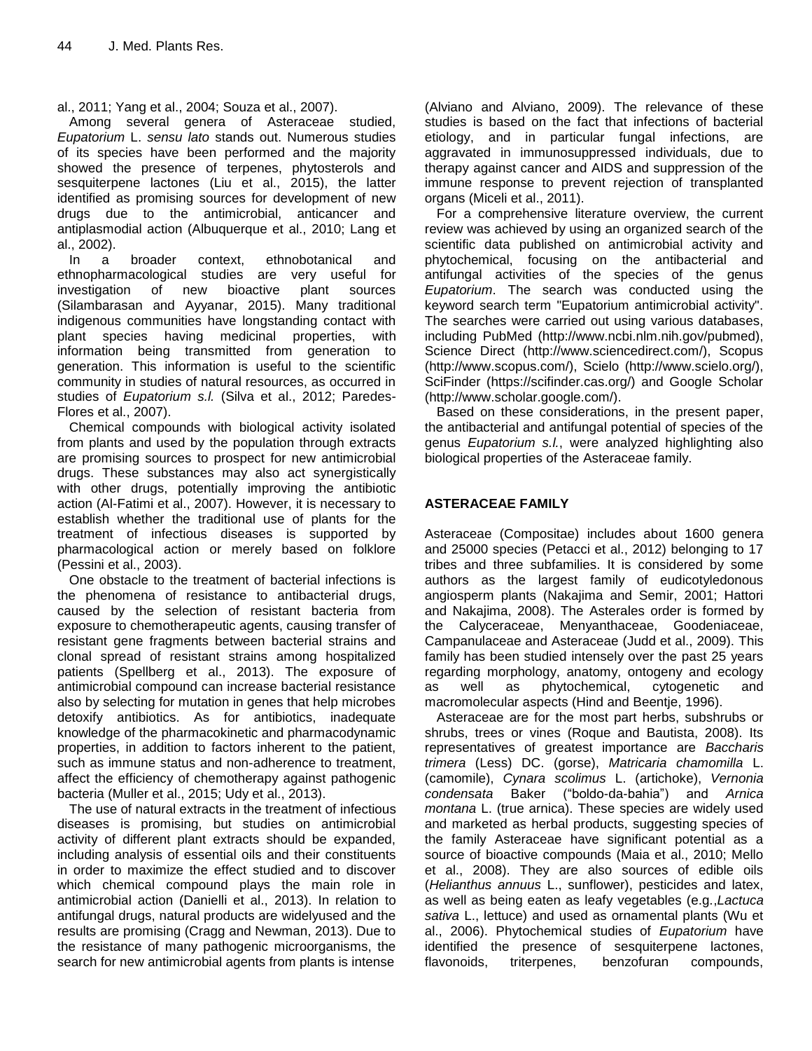al., 2011; Yang et al., 2004; Souza et al., 2007).

Among several genera of Asteraceae studied, *Eupatorium* L. *sensu lato* stands out. Numerous studies of its species have been performed and the majority showed the presence of terpenes, phytosterols and sesquiterpene lactones (Liu et al., 2015), the latter identified as promising sources for development of new drugs due to the antimicrobial, anticancer and antiplasmodial action (Albuquerque et al., 2010; Lang et al., 2002).

In a broader context, ethnobotanical and ethnopharmacological studies are very useful for investigation of new bioactive plant sources (Silambarasan and Ayyanar, 2015). Many traditional indigenous communities have longstanding contact with plant species having medicinal properties, with information being transmitted from generation to generation. This information is useful to the scientific community in studies of natural resources, as occurred in studies of *Eupatorium s.l.* (Silva et al., 2012; Paredes-Flores et al., 2007).

Chemical compounds with biological activity isolated from plants and used by the population through extracts are promising sources to prospect for new antimicrobial drugs. These substances may also act synergistically with other drugs, potentially improving the antibiotic action (Al-Fatimi et al., 2007). However, it is necessary to establish whether the traditional use of plants for the treatment of infectious diseases is supported by pharmacological action or merely based on folklore (Pessini et al., 2003).

One obstacle to the treatment of bacterial infections is the phenomena of resistance to antibacterial drugs, caused by the selection of resistant bacteria from exposure to chemotherapeutic agents, causing transfer of resistant gene fragments between bacterial strains and clonal spread of resistant strains among hospitalized patients (Spellberg et al., 2013). The exposure of antimicrobial compound can increase bacterial resistance also by selecting for mutation in genes that help microbes detoxify antibiotics. As for antibiotics, inadequate knowledge of the pharmacokinetic and pharmacodynamic properties, in addition to factors inherent to the patient, such as immune status and non-adherence to treatment, affect the efficiency of chemotherapy against pathogenic bacteria (Muller et al., 2015; Udy et al., 2013).

The use of natural extracts in the treatment of infectious diseases is promising, but studies on antimicrobial activity of different plant extracts should be expanded, including analysis of essential oils and their constituents in order to maximize the effect studied and to discover which chemical compound plays the main role in antimicrobial action (Danielli et al., 2013). In relation to antifungal drugs, natural products are widelyused and the results are promising (Cragg and Newman, 2013). Due to the resistance of many pathogenic microorganisms, the search for new antimicrobial agents from plants is intense (Alviano and Alviano, 2009). The relevance of these studies is based on the fact that infections of bacterial etiology, and in particular fungal infections, are aggravated in immunosuppressed individuals, due to therapy against cancer and AIDS and suppression of the immune response to prevent rejection of transplanted organs (Miceli et al., 2011).

For a comprehensive literature overview, the current review was achieved by using an organized search of the scientific data published on antimicrobial activity and phytochemical, focusing on the antibacterial and antifungal activities of the species of the genus *Eupatorium*. The search was conducted using the keyword search term "Eupatorium antimicrobial activity". The searches were carried out using various databases, including PubMed (http://www.ncbi.nlm.nih.gov/pubmed), Science Direct (http://www.sciencedirect.com/), Scopus (http://www.scopus.com/), Scielo (http://www.scielo.org/), SciFinder (https://scifinder.cas.org/) and Google Scholar (http://www.scholar.google.com/).

Based on these considerations, in the present paper, the antibacterial and antifungal potential of species of the genus *Eupatorium s.l.*, were analyzed highlighting also biological properties of the Asteraceae family.

## ASTERACEAE FAMILY

Asteraceae (Compositae) includes about 1600 genera and 25000 species (Petacci et al., 2012) belonging to 17 tribes and three subfamilies. It is considered by some authors as the largest family of eudicotyledonous angiosperm plants (Nakajima and Semir, 2001; Hattori and Nakajima, 2008). The Asterales order is formed by the Calyceraceae, Menyanthaceae, Goodeniaceae, Campanulaceae and Asteraceae (Judd et al., 2009). This family has been studied intensely over the past 25 years regarding morphology, anatomy, ontogeny and ecology as well as phytochemical, cytogenetic and macromolecular aspects (Hind and Beentje, 1996).

Asteraceae are for the most part herbs, subshrubs or shrubs, trees or vines (Roque and Bautista, 2008). Its representatives of greatest importance are *Baccharis trimera* (Less) DC. (gorse), *Matricaria chamomilla* L. (camomile), *Cynara scolimus* L. (artichoke), *Vernonia condensata* Baker ("boldo-da-bahia") and *Arnica montana* L. (true arnica). These species are widely used and marketed as herbal products, suggesting species of the family Asteraceae have significant potential as a source of bioactive compounds (Maia et al., 2010; Mello et al., 2008). They are also sources of edible oils (*Helianthus annuus* L., sunflower), pesticides and latex, as well as being eaten as leafy vegetables (e.g.,*Lactuca sativa* L., lettuce) and used as ornamental plants (Wu et al., 2006). Phytochemical studies of *Eupatorium* have identified the presence of sesquiterpene lactones, flavonoids, triterpenes, benzofuran compounds,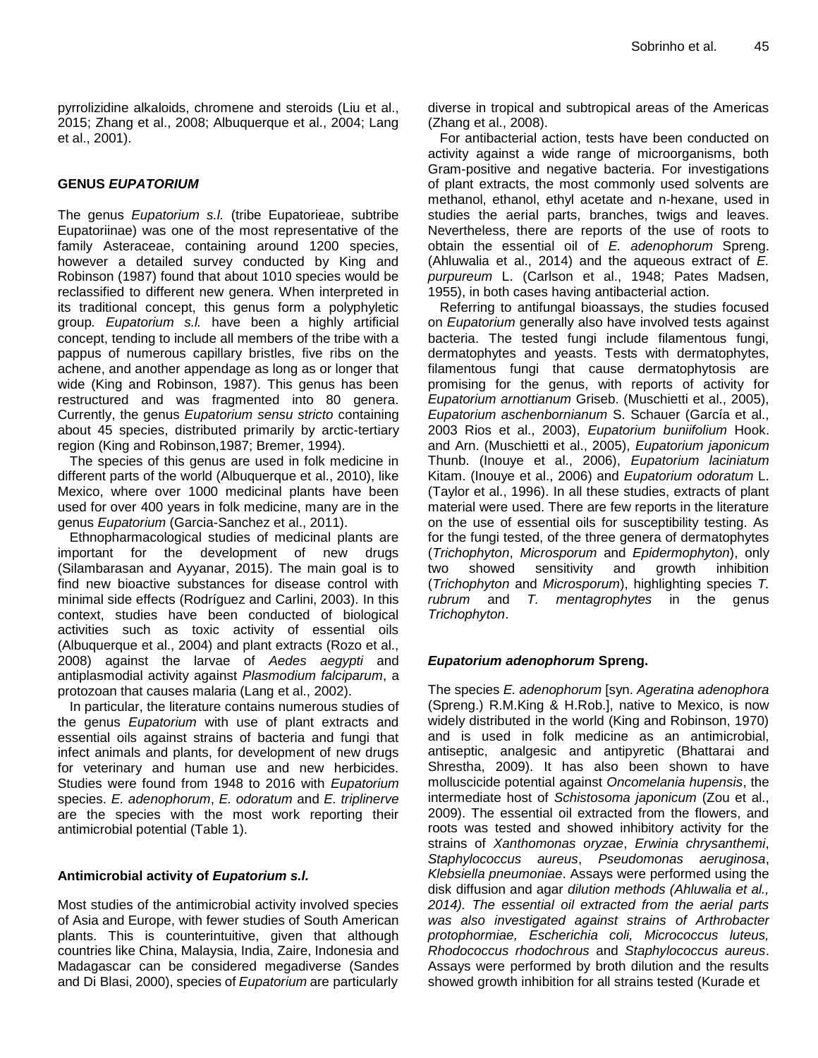pyrrolizidine alkaloids, chromene and steroids (Liu et al., 2015; Zhang et al., 2008; Albuquerque et al., 2004; Lang et al., 2001).

## GENUS *EUPATORIUM*

The genus *Eupatorium s.l.* (tribe Eupatorieae, subtribe Eupatoriinae) was one of the most representative of the family Asteraceae, containing around 1200 species, however a detailed survey conducted by King and Robinson (1987) found that about 1010 species would be reclassified to different new genera. When interpreted in its traditional concept, this genus form a polyphyletic group. *Eupatorium s.l.* have been a highly artificial concept, tending to include all members of the tribe with a pappus of numerous capillary bristles, five ribs on the achene, and another appendage as long as or longer that wide (King and Robinson, 1987). This genus has been restructured and was fragmented into 80 genera. Currently, the genus *Eupatorium sensu stricto* containing about 45 species, distributed primarily by arctic-tertiary region (King and Robinson,1987; Bremer, 1994).

The species of this genus are used in folk medicine in different parts of the world (Albuquerque et al., 2010), like Mexico, where over 1000 medicinal plants have been used for over 400 years in folk medicine, many are in the genus *Eupatorium* (Garcia-Sanchez et al., 2011).

Ethnopharmacological studies of medicinal plants are important for the development of new drugs (Silambarasan and Ayyanar, 2015). The main goal is to find new bioactive substances for disease control with minimal side effects (Rodríguez and Carlini, 2003). In this context, studies have been conducted of biological activities such as toxic activity of essential oils (Albuquerque et al., 2004) and plant extracts (Rozo et al., 2008) against the larvae of *Aedes aegypti* and antiplasmodial activity against *Plasmodium falciparum*, a protozoan that causes malaria (Lang et al., 2002).

In particular, the literature contains numerous studies of the genus *Eupatorium* with use of plant extracts and essential oils against strains of bacteria and fungi that infect animals and plants, for development of new drugs for veterinary and human use and new herbicides. Studies were found from 1948 to 2016 with *Eupatorium* species. *E. adenophorum*, *E. odoratum* and *E. triplinerve* are the species with the most work reporting their antimicrobial potential (Table 1).

### Antimicrobial activity of *Eupatorium s.l.*

Most studies of the antimicrobial activity involved species of Asia and Europe, with fewer studies of South American plants. This is counterintuitive, given that although countries like China, Malaysia, India, Zaire, Indonesia and Madagascar can be considered megadiverse (Sandes and Di Blasi, 2000), species of *Eupatorium* are particularly diverse in tropical and subtropical areas of the Americas (Zhang et al., 2008).

For antibacterial action, tests have been conducted on activity against a wide range of microorganisms, both Gram-positive and negative bacteria. For investigations of plant extracts, the most commonly used solvents are methanol, ethanol, ethyl acetate and n-hexane, used in studies the aerial parts, branches, twigs and leaves. Nevertheless, there are reports of the use of roots to obtain the essential oil of *E. adenophorum* Spreng. (Ahluwalia et al., 2014) and the aqueous extract of *E. purpureum* L. (Carlson et al., 1948; Pates Madsen, 1955), in both cases having antibacterial action.

Referring to antifungal bioassays, the studies focused on *Eupatorium* generally also have involved tests against bacteria. The tested fungi include filamentous fungi, dermatophytes and yeasts. Tests with dermatophytes, filamentous fungi that cause dermatophytosis are promising for the genus, with reports of activity for *Eupatorium arnottianum* Griseb. (Muschietti et al., 2005), *Eupatorium aschenbornianum* S. Schauer (García et al., 2003 Rios et al., 2003), *Eupatorium buniifolium* Hook. and Arn. (Muschietti et al., 2005), *Eupatorium japonicum* Thunb. (Inouye et al., 2006), *Eupatorium laciniatum* Kitam. (Inouye et al., 2006) and *Eupatorium odoratum* L. (Taylor et al., 1996). In all these studies, extracts of plant material were used. There are few reports in the literature on the use of essential oils for susceptibility testing. As for the fungi tested, of the three genera of dermatophytes (*Trichophyton*, *Microsporum* and *Epidermophyton*), only two showed sensitivity and growth inhibition (*Trichophyton* and *Microsporum*), highlighting species *T. rubrum* and *T. mentagrophytes* in the genus *Trichophyton*.

### *Eupatorium adenophorum* Spreng.

The species *E. adenophorum* [syn. *Ageratina adenophora* (Spreng.) R.M.King & H.Rob.], native to Mexico, is now widely distributed in the world (King and Robinson, 1970) and is used in folk medicine as an antimicrobial, antiseptic, analgesic and antipyretic (Bhattarai and Shrestha, 2009). It has also been shown to have molluscicide potential against *Oncomelania hupensis*, the intermediate host of *Schistosoma japonicum* (Zou et al., 2009). The essential oil extracted from the flowers, and roots was tested and showed inhibitory activity for the strains of *Xanthomonas oryzae*, *Erwinia chrysanthemi*, *Staphylococcus aureus*, *Pseudomonas aeruginosa*, *Klebsiella pneumoniae*. Assays were performed using the disk diffusion and agar *dilution methods (Ahluwalia et al., 2014). The essential oil extracted from the aerial parts was also investigated against strains of Arthrobacter protophormiae, Escherichia coli, Micrococcus luteus, Rhodococcus rhodochrous* and *Staphylococcus aureus*. Assays were performed by broth dilution and the results showed growth inhibition for all strains tested (Kurade et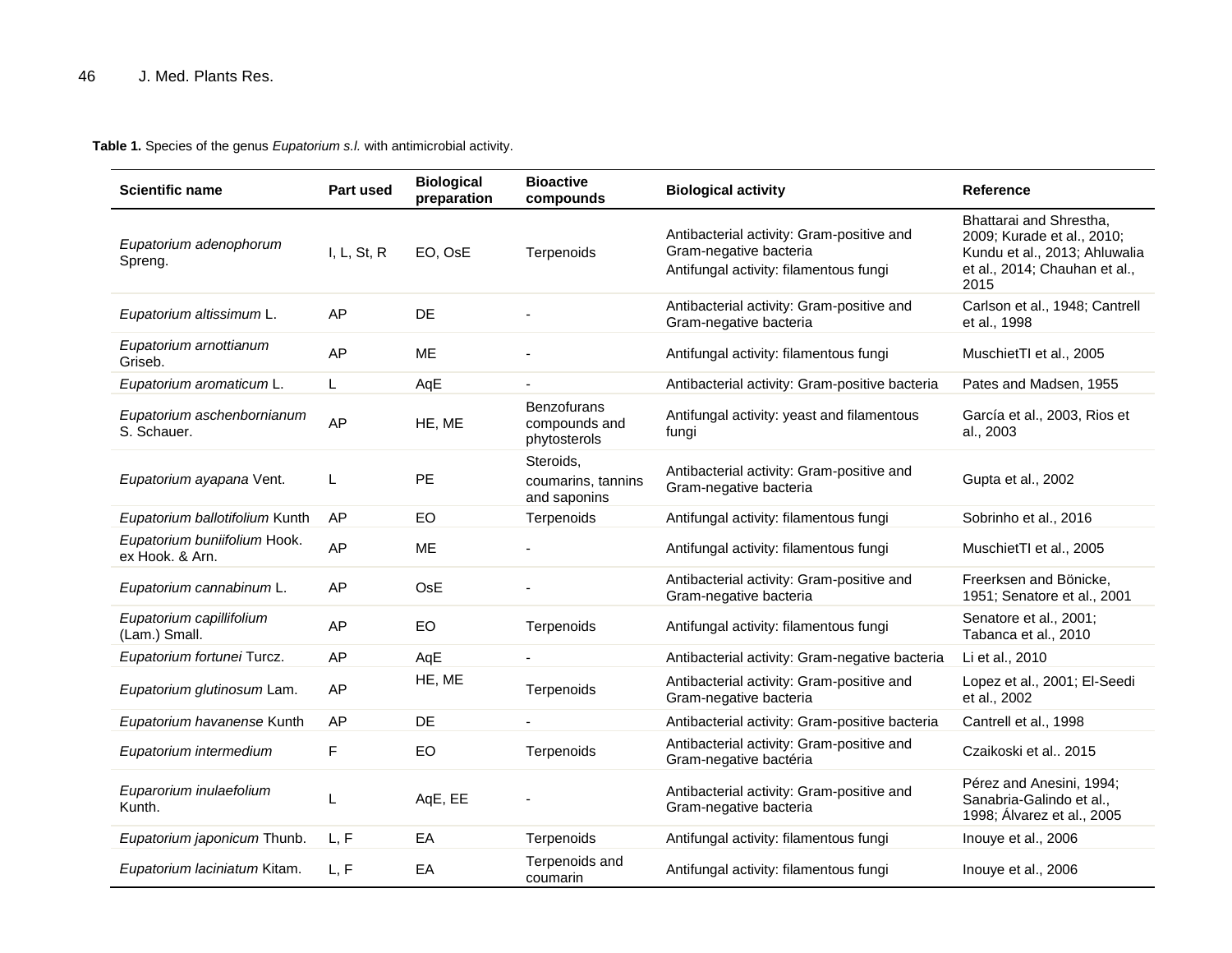**Table 1.** Species of the genus *Eupatorium s.l.* with antimicrobial activity.

| Scientific name | Part used | Biological preparation | Bioactive compounds | Biological activity | Reference |
|---|---|---|---|---|---|
| *Eupatorium adenophorum* Spreng. | I, L, St, R | EO, OsE | Terpenoids | Antibacterial activity: Gram-positive and Gram-negative bacteria<br>Antifungal activity: filamentous fungi | Bhattarai and Shrestha, 2009; Kurade et al., 2010; Kundu et al., 2013; Ahluwalia et al., 2014; Chauhan et al., 2015 |
| *Eupatorium altissimum* L. | AP | DE | - | Antibacterial activity: Gram-positive and Gram-negative bacteria | Carlson et al., 1948; Cantrell et al., 1998 |
| *Eupatorium arnottianum* Griseb. | AP | ME | - | Antifungal activity: filamentous fungi | MuschietTI et al., 2005 |
| *Eupatorium aromaticum* L. | L | AqE | - | Antibacterial activity: Gram-positive bacteria | Pates and Madsen, 1955 |
| *Eupatorium aschenbornianum* S. Schauer. | AP | HE, ME | Benzofurans compounds and phytosterols | Antifungal activity: yeast and filamentous fungi | García et al., 2003, Rios et al., 2003 |
| *Eupatorium ayapana* Vent. | L | PE | Steroids, coumarins, tannins and saponins | Antibacterial activity: Gram-positive and Gram-negative bacteria | Gupta et al., 2002 |
| *Eupatorium ballotifolium* Kunth | AP | EO | Terpenoids | Antifungal activity: filamentous fungi | Sobrinho et al., 2016 |
| *Eupatorium buniifolium* Hook. ex Hook. & Arn. | AP | ME | - | Antifungal activity: filamentous fungi | MuschietTI et al., 2005 |
| *Eupatorium cannabinum* L. | AP | OsE | - | Antibacterial activity: Gram-positive and Gram-negative bacteria | Freerksen and Bönicke, 1951; Senatore et al., 2001 |
| *Eupatorium capillifolium* (Lam.) Small. | AP | EO | Terpenoids | Antifungal activity: filamentous fungi | Senatore et al., 2001; Tabanca et al., 2010 |
| *Eupatorium fortunei* Turcz. | AP | AqE | - | Antibacterial activity: Gram-negative bacteria | Li et al., 2010 |
| *Eupatorium glutinosum* Lam. | AP | HE, ME | Terpenoids | Antibacterial activity: Gram-positive and Gram-negative bacteria | Lopez et al., 2001; El-Seedi et al., 2002 |
| *Eupatorium havanense* Kunth | AP | DE | - | Antibacterial activity: Gram-positive bacteria | Cantrell et al., 1998 |
| *Eupatorium intermedium* | F | EO | Terpenoids | Antibacterial activity: Gram-positive and Gram-negative bactéria | Czaikoski et al.. 2015 |
| *Euparorium inulaefolium* Kunth. | L | AqE, EE | - | Antibacterial activity: Gram-positive and Gram-negative bacteria | Pérez and Anesini, 1994; Sanabria-Galindo et al., 1998; Álvarez et al., 2005 |
| *Eupatorium japonicum* Thunb. | L, F | EA | Terpenoids | Antifungal activity: filamentous fungi | Inouye et al., 2006 |
| *Eupatorium laciniatum* Kitam. | L, F | EA | Terpenoids and coumarin | Antifungal activity: filamentous fungi | Inouye et al., 2006 |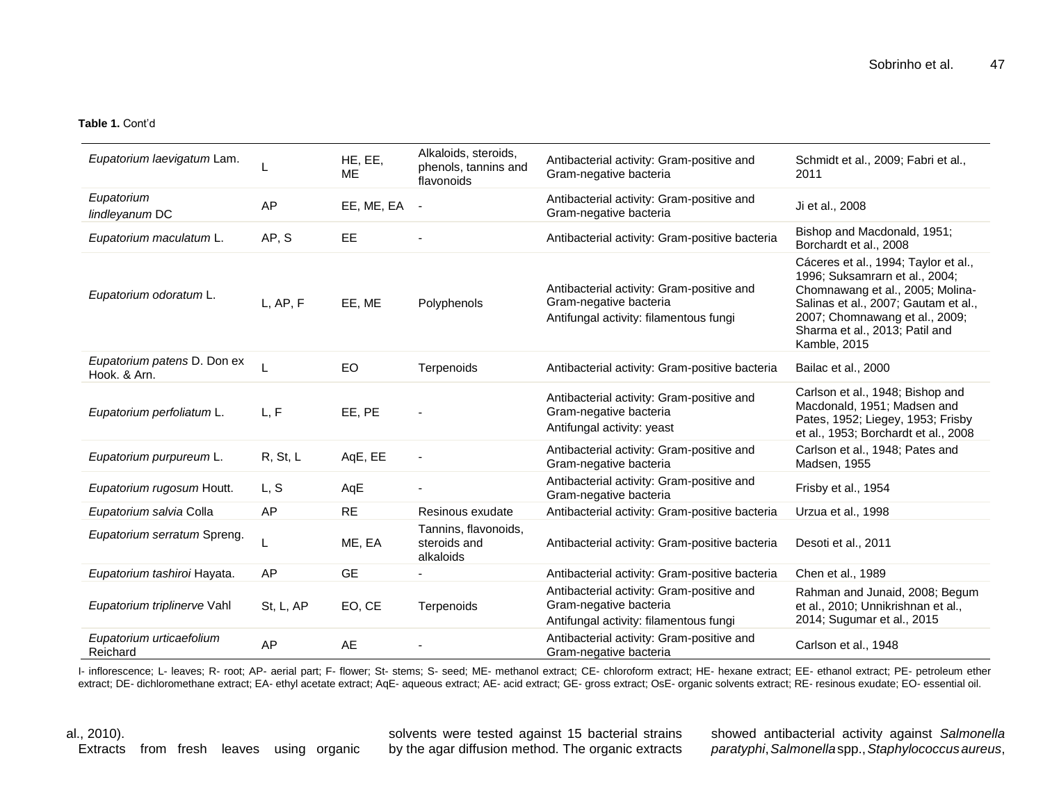**Table 1.** Cont'd

| | | | | | |
|---|---|---|---|---|---|
| *Eupatorium laevigatum* Lam. | L | HE, EE, ME | Alkaloids, steroids, phenols, tannins and flavonoids | Antibacterial activity: Gram-positive and Gram-negative bacteria | Schmidt et al., 2009; Fabri et al., 2011 |
| *Eupatorium lindleyanum* DC | AP | EE, ME, EA | - | Antibacterial activity: Gram-positive and Gram-negative bacteria | Ji et al., 2008 |
| *Eupatorium maculatum* L. | AP, S | EE | - | Antibacterial activity: Gram-positive bacteria | Bishop and Macdonald, 1951; Borchardt et al., 2008 |
| *Eupatorium odoratum* L. | L, AP, F | EE, ME | Polyphenols | Antibacterial activity: Gram-positive and Gram-negative bacteria<br>Antifungal activity: filamentous fungi | Cáceres et al., 1994; Taylor et al., 1996; Suksamrarn et al., 2004; Chomnawang et al., 2005; Molina-Salinas et al., 2007; Gautam et al., 2007; Chomnawang et al., 2009; Sharma et al., 2013; Patil and Kamble, 2015 |
| *Eupatorium patens* D. Don ex Hook. & Arn. | L | EO | Terpenoids | Antibacterial activity: Gram-positive bacteria | Bailac et al., 2000 |
| *Eupatorium perfoliatum* L. | L, F | EE, PE | - | Antibacterial activity: Gram-positive and Gram-negative bacteria<br>Antifungal activity: yeast | Carlson et al., 1948; Bishop and Macdonald, 1951; Madsen and Pates, 1952; Liegey, 1953; Frisby et al., 1953; Borchardt et al., 2008 |
| *Eupatorium purpureum* L. | R, St, L | AqE, EE | - | Antibacterial activity: Gram-positive and Gram-negative bacteria | Carlson et al., 1948; Pates and Madsen, 1955 |
| *Eupatorium rugosum* Houtt. | L, S | AqE | - | Antibacterial activity: Gram-positive and Gram-negative bacteria | Frisby et al., 1954 |
| *Eupatorium salvia* Colla | AP | RE | Resinous exudate | Antibacterial activity: Gram-positive bacteria | Urzua et al., 1998 |
| *Eupatorium serratum* Spreng. | L | ME, EA | Tannins, flavonoids, steroids and alkaloids | Antibacterial activity: Gram-positive bacteria | Desoti et al., 2011 |
| *Eupatorium tashiroi* Hayata. | AP | GE | - | Antibacterial activity: Gram-positive bacteria | Chen et al., 1989 |
| *Eupatorium triplinerve* Vahl | St, L, AP | EO, CE | Terpenoids | Antibacterial activity: Gram-positive and Gram-negative bacteria<br>Antifungal activity: filamentous fungi | Rahman and Junaid, 2008; Begum et al., 2010; Unnikrishnan et al., 2014; Sugumar et al., 2015 |
| *Eupatorium urticaefolium* Reichard | AP | AE | - | Antibacterial activity: Gram-positive and Gram-negative bacteria | Carlson et al., 1948 |

I- inflorescence; L- leaves; R- root; AP- aerial part; F- flower; St- stems; S- seed; ME- methanol extract; CE- chloroform extract; HE- hexane extract; EE- ethanol extract; PE- petroleum ether extract; DE- dichloromethane extract; EA- ethyl acetate extract; AqE- aqueous extract; AE- acid extract; GE- gross extract; OsE- organic solvents extract; RE- resinous exudate; EO- essential oil.

al., 2010).

Extracts from fresh leaves using organic solvents were tested against 15 bacterial strains by the agar diffusion method. The organic extracts showed antibacterial activity against *Salmonella paratyphi*, *Salmonella* spp., *Staphylococcus aureus*,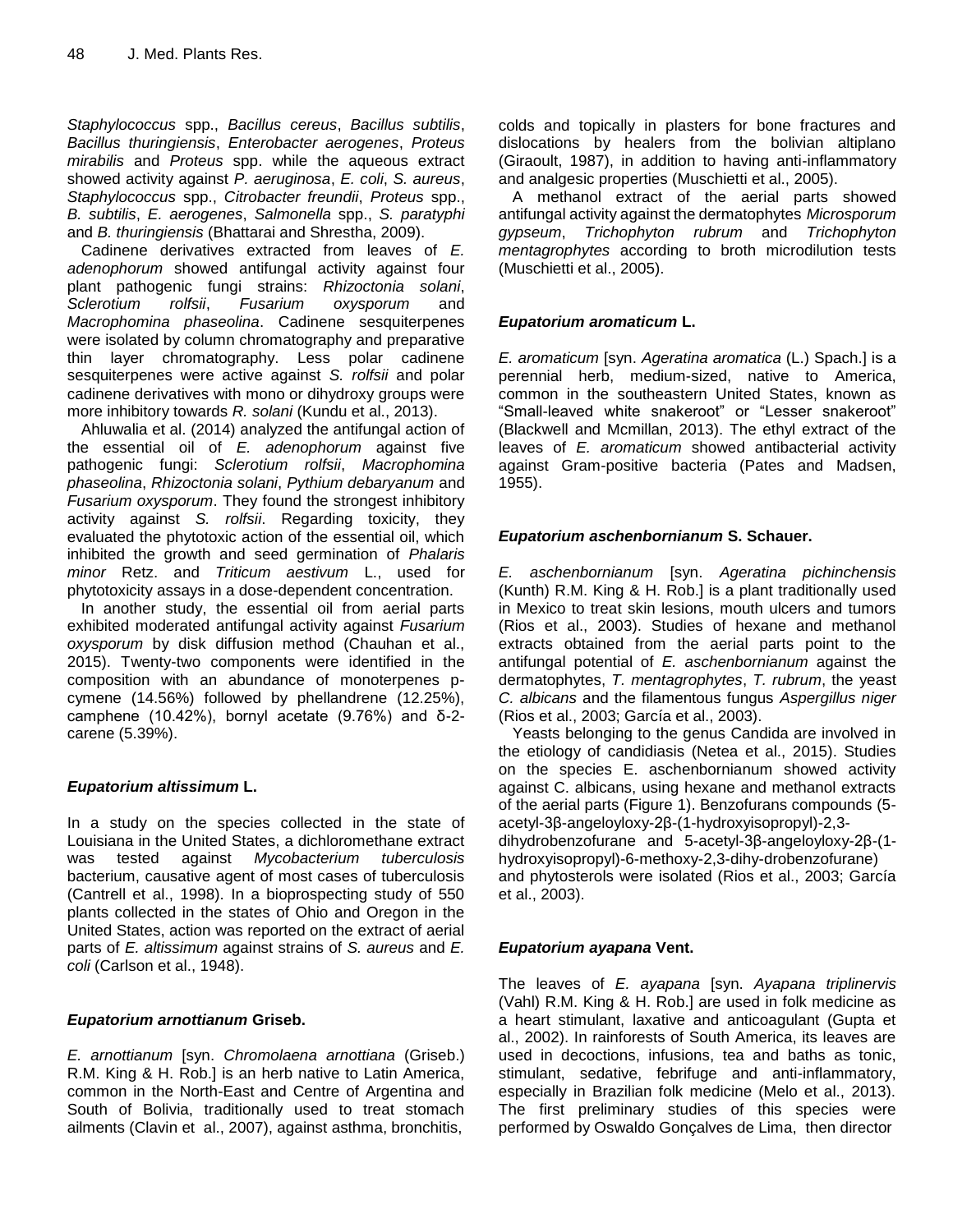*Staphylococcus* spp., *Bacillus cereus*, *Bacillus subtilis*, *Bacillus thuringiensis*, *Enterobacter aerogenes*, *Proteus mirabilis* and *Proteus* spp. while the aqueous extract showed activity against *P. aeruginosa*, *E. coli*, *S. aureus*, *Staphylococcus* spp., *Citrobacter freundii*, *Proteus* spp., *B. subtilis*, *E. aerogenes*, *Salmonella* spp., *S. paratyphi* and *B. thuringiensis* (Bhattarai and Shrestha, 2009).

Cadinene derivatives extracted from leaves of *E. adenophorum* showed antifungal activity against four plant pathogenic fungi strains: *Rhizoctonia solani*, *Sclerotium rolfsii*, *Fusarium oxysporum* and *Macrophomina phaseolina*. Cadinene sesquiterpenes were isolated by column chromatography and preparative thin layer chromatography. Less polar cadinene sesquiterpenes were active against *S. rolfsii* and polar cadinene derivatives with mono or dihydroxy groups were more inhibitory towards *R. solani* (Kundu et al., 2013).

Ahluwalia et al. (2014) analyzed the antifungal action of the essential oil of *E. adenophorum* against five pathogenic fungi: *Sclerotium rolfsii*, *Macrophomina phaseolina*, *Rhizoctonia solani*, *Pythium debaryanum* and *Fusarium oxysporum*. They found the strongest inhibitory activity against *S. rolfsii*. Regarding toxicity, they evaluated the phytotoxic action of the essential oil, which inhibited the growth and seed germination of *Phalaris minor* Retz. and *Triticum aestivum* L., used for phytotoxicity assays in a dose-dependent concentration.

In another study, the essential oil from aerial parts exhibited moderated antifungal activity against *Fusarium oxysporum* by disk diffusion method (Chauhan et al., 2015). Twenty-two components were identified in the composition with an abundance of monoterpenes p-cymene (14.56%) followed by phellandrene (12.25%), camphene (10.42%), bornyl acetate (9.76%) and δ-2-carene (5.39%).

### *Eupatorium altissimum* L.

In a study on the species collected in the state of Louisiana in the United States, a dichloromethane extract was tested against *Mycobacterium tuberculosis* bacterium, causative agent of most cases of tuberculosis (Cantrell et al., 1998). In a bioprospecting study of 550 plants collected in the states of Ohio and Oregon in the United States, action was reported on the extract of aerial parts of *E. altissimum* against strains of *S. aureus* and *E. coli* (Carlson et al., 1948).

### *Eupatorium arnottianum* Griseb.

*E. arnottianum* [syn. *Chromolaena arnottiana* (Griseb.) R.M. King & H. Rob.] is an herb native to Latin America, common in the North-East and Centre of Argentina and South of Bolivia, traditionally used to treat stomach ailments (Clavin et al., 2007), against asthma, bronchitis, colds and topically in plasters for bone fractures and dislocations by healers from the bolivian altiplano (Giraoult, 1987), in addition to having anti-inflammatory and analgesic properties (Muschietti et al., 2005).

A methanol extract of the aerial parts showed antifungal activity against the dermatophytes *Microsporum gypseum*, *Trichophyton rubrum* and *Trichophyton mentagrophytes* according to broth microdilution tests (Muschietti et al., 2005).

### *Eupatorium aromaticum* L.

*E. aromaticum* [syn. *Ageratina aromatica* (L.) Spach.] is a perennial herb, medium-sized, native to America, common in the southeastern United States, known as "Small-leaved white snakeroot" or "Lesser snakeroot" (Blackwell and Mcmillan, 2013). The ethyl extract of the leaves of *E. aromaticum* showed antibacterial activity against Gram-positive bacteria (Pates and Madsen, 1955).

### *Eupatorium aschenbornianum* S. Schauer.

*E. aschenbornianum* [syn. *Ageratina pichinchensis* (Kunth) R.M. King & H. Rob.] is a plant traditionally used in Mexico to treat skin lesions, mouth ulcers and tumors (Rios et al., 2003). Studies of hexane and methanol extracts obtained from the aerial parts point to the antifungal potential of *E. aschenbornianum* against the dermatophytes, *T. mentagrophytes*, *T. rubrum*, the yeast *C. albicans* and the filamentous fungus *Aspergillus niger* (Rios et al., 2003; García et al., 2003).

Yeasts belonging to the genus Candida are involved in the etiology of candidiasis (Netea et al., 2015). Studies on the species E. aschenbornianum showed activity against C. albicans, using hexane and methanol extracts of the aerial parts (Figure 1). Benzofurans compounds (5-acetyl-3β-angeloyloxy-2β-(1-hydroxyisopropyl)-2,3-dihydrobenzofurane and 5-acetyl-3β-angeloyloxy-2β-(1-hydroxyisopropyl)-6-methoxy-2,3-dihy-drobenzofurane) and phytosterols were isolated (Rios et al., 2003; García et al., 2003).

### *Eupatorium ayapana* Vent.

The leaves of *E. ayapana* [syn. *Ayapana triplinervis* (Vahl) R.M. King & H. Rob.] are used in folk medicine as a heart stimulant, laxative and anticoagulant (Gupta et al., 2002). In rainforests of South America, its leaves are used in decoctions, infusions, tea and baths as tonic, stimulant, sedative, febrifuge and anti-inflammatory, especially in Brazilian folk medicine (Melo et al., 2013). The first preliminary studies of this species were performed by Oswaldo Gonçalves de Lima, then director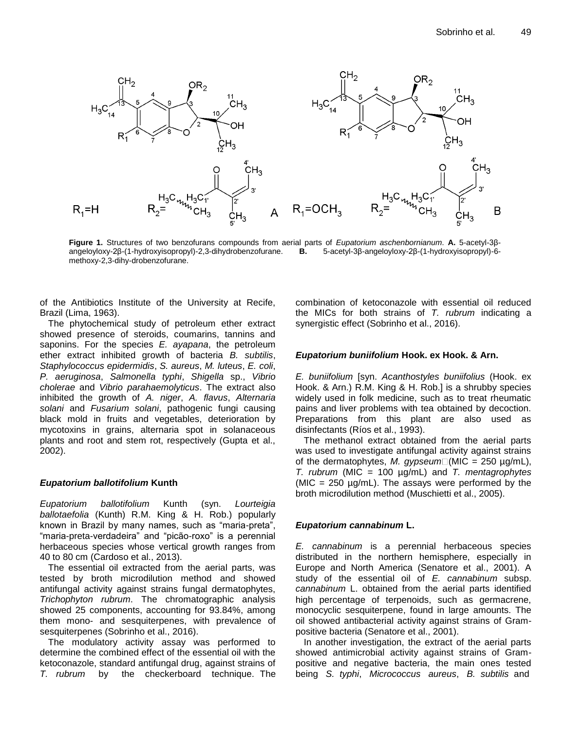**Figure 1.** Structures of two benzofurans compounds from aerial parts of *Eupatorium aschenbornianum*. **A.** 5-acetyl-3β-angeloyloxy-2β-(1-hydroxyisopropyl)-2,3-dihydrobenzofurane. **B.** 5-acetyl-3β-angeloyloxy-2β-(1-hydroxyisopropyl)-6-methoxy-2,3-dihy-drobenzofurane.

of the Antibiotics Institute of the University at Recife, Brazil (Lima, 1963).

The phytochemical study of petroleum ether extract showed presence of steroids, coumarins, tannins and saponins. For the species *E. ayapana*, the petroleum ether extract inhibited growth of bacteria *B. subtilis*, *Staphylococcus epidermidis*, *S. aureus*, *M. luteus*, *E. coli*, *P. aeruginosa*, *Salmonella typhi*, *Shigella* sp., *Vibrio cholerae* and *Vibrio parahaemolyticus*. The extract also inhibited the growth of *A. niger*, *A. flavus*, *Alternaria solani* and *Fusarium solani*, pathogenic fungi causing black mold in fruits and vegetables, deterioration by mycotoxins in grains, alternaria spot in solanaceous plants and root and stem rot, respectively (Gupta et al., 2002).

### *Eupatorium ballotifolium* Kunth

*Eupatorium ballotifolium* Kunth (syn. *Lourteigia ballotaefolia* (Kunth) R.M. King & H. Rob.) popularly known in Brazil by many names, such as "maria-preta", "maria-preta-verdadeira" and "picão-roxo" is a perennial herbaceous species whose vertical growth ranges from 40 to 80 cm (Cardoso et al., 2013).

The essential oil extracted from the aerial parts, was tested by broth microdilution method and showed antifungal activity against strains fungal dermatophytes, *Trichophyton rubrum*. The chromatographic analysis showed 25 components, accounting for 93.84%, among them mono- and sesquiterpenes, with prevalence of sesquiterpenes (Sobrinho et al., 2016).

The modulatory activity assay was performed to determine the combined effect of the essential oil with the ketoconazole, standard antifungal drug, against strains of *T. rubrum* by the checkerboard technique. The combination of ketoconazole with essential oil reduced the MICs for both strains of *T. rubrum* indicating a synergistic effect (Sobrinho et al., 2016).

### *Eupatorium buniifolium* Hook. ex Hook. & Arn.

*E. buniifolium* [syn. *Acanthostyles buniifolius* (Hook. ex Hook. & Arn.) R.M. King & H. Rob.] is a shrubby species widely used in folk medicine, such as to treat rheumatic pains and liver problems with tea obtained by decoction. Preparations from this plant are also used as disinfectants (Ríos et al., 1993).

The methanol extract obtained from the aerial parts was used to investigate antifungal activity against strains of the dermatophytes, *M. gypseum* (MIC = 250 µg/mL), *T. rubrum* (MIC = 100 µg/mL) and *T. mentagrophytes* (MIC = 250 µg/mL). The assays were performed by the broth microdilution method (Muschietti et al., 2005).

### *Eupatorium cannabinum* L.

*E. cannabinum* is a perennial herbaceous species distributed in the northern hemisphere, especially in Europe and North America (Senatore et al., 2001). A study of the essential oil of *E. cannabinum* subsp. *cannabinum* L. obtained from the aerial parts identified high percentage of terpenoids, such as germacrene, monocyclic sesquiterpene, found in large amounts. The oil showed antibacterial activity against strains of Gram-positive bacteria (Senatore et al., 2001).

In another investigation, the extract of the aerial parts showed antimicrobial activity against strains of Gram-positive and negative bacteria, the main ones tested being *S. typhi*, *Micrococcus aureus*, *B. subtilis* and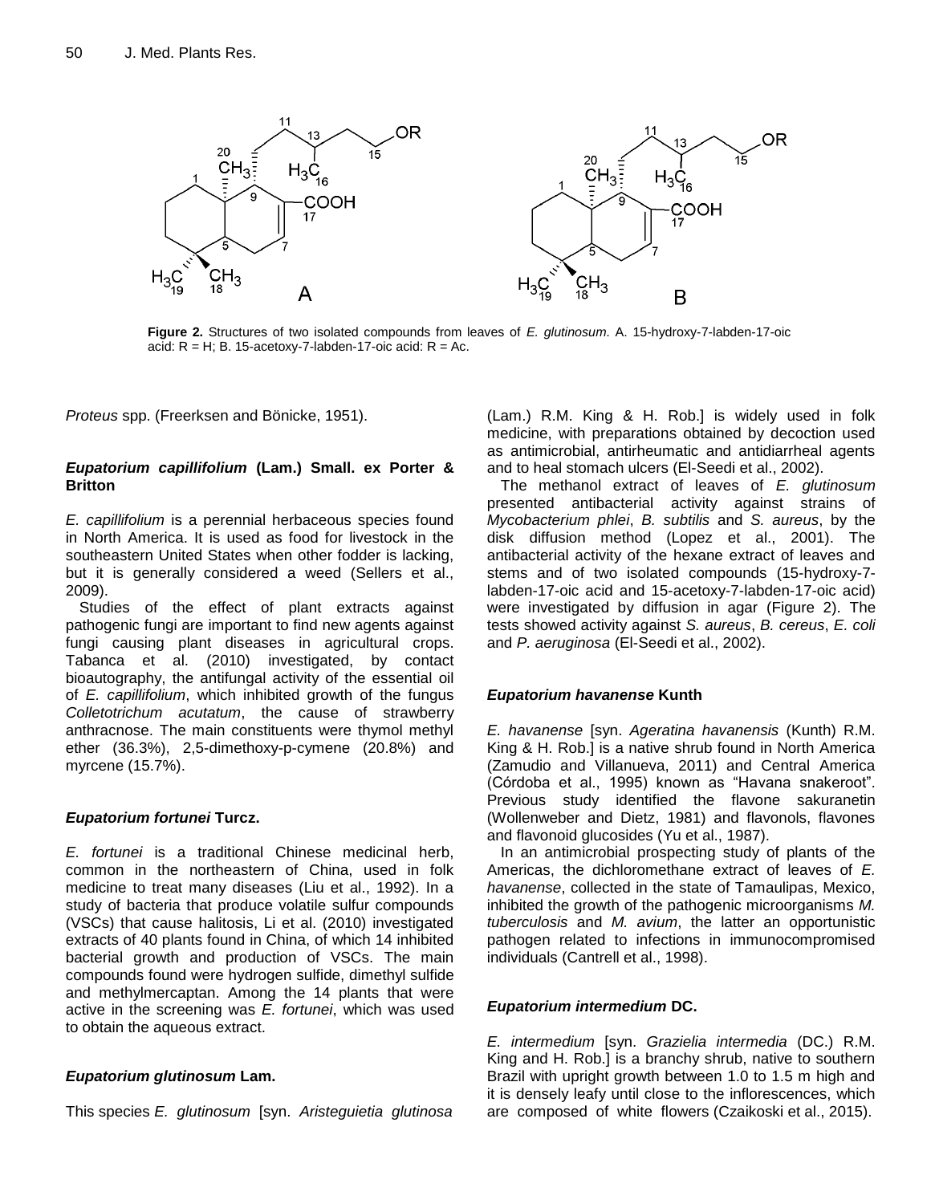Figure 2. Structures of two isolated compounds from leaves of *E. glutinosum*. A. 15-hydroxy-7-labden-17-oic acid: R = H; B. 15-acetoxy-7-labden-17-oic acid: R = Ac.

*Proteus* spp. (Freerksen and Bönicke, 1951).

### *Eupatorium capillifolium* (Lam.) Small. ex Porter & Britton

*E. capillifolium* is a perennial herbaceous species found in North America. It is used as food for livestock in the southeastern United States when other fodder is lacking, but it is generally considered a weed (Sellers et al., 2009).

Studies of the effect of plant extracts against pathogenic fungi are important to find new agents against fungi causing plant diseases in agricultural crops. Tabanca et al. (2010) investigated, by contact bioautography, the antifungal activity of the essential oil of *E. capillifolium*, which inhibited growth of the fungus *Colletotrichum acutatum*, the cause of strawberry anthracnose. The main constituents were thymol methyl ether (36.3%), 2,5-dimethoxy-p-cymene (20.8%) and myrcene (15.7%).

### *Eupatorium fortunei* Turcz.

*E. fortunei* is a traditional Chinese medicinal herb, common in the northeastern of China, used in folk medicine to treat many diseases (Liu et al., 1992). In a study of bacteria that produce volatile sulfur compounds (VSCs) that cause halitosis, Li et al. (2010) investigated extracts of 40 plants found in China, of which 14 inhibited bacterial growth and production of VSCs. The main compounds found were hydrogen sulfide, dimethyl sulfide and methylmercaptan. Among the 14 plants that were active in the screening was *E. fortunei*, which was used to obtain the aqueous extract.

### *Eupatorium glutinosum* Lam.

This species *E. glutinosum* [syn. *Aristeguietia glutinosa* (Lam.) R.M. King & H. Rob.] is widely used in folk medicine, with preparations obtained by decoction used as antimicrobial, antirheumatic and antidiarrheal agents and to heal stomach ulcers (El-Seedi et al., 2002).

The methanol extract of leaves of *E. glutinosum* presented antibacterial activity against strains of *Mycobacterium phlei*, *B. subtilis* and *S. aureus*, by the disk diffusion method (Lopez et al., 2001). The antibacterial activity of the hexane extract of leaves and stems and of two isolated compounds (15-hydroxy-7-labden-17-oic acid and 15-acetoxy-7-labden-17-oic acid) were investigated by diffusion in agar (Figure 2). The tests showed activity against *S. aureus*, *B. cereus*, *E. coli* and *P. aeruginosa* (El-Seedi et al., 2002).

### *Eupatorium havanense* Kunth

*E. havanense* [syn. *Ageratina havanensis* (Kunth) R.M. King & H. Rob.] is a native shrub found in North America (Zamudio and Villanueva, 2011) and Central America (Córdoba et al., 1995) known as "Havana snakeroot". Previous study identified the flavone sakuranetin (Wollenweber and Dietz, 1981) and flavonols, flavones and flavonoid glucosides (Yu et al., 1987).

In an antimicrobial prospecting study of plants of the Americas, the dichloromethane extract of leaves of *E. havanense*, collected in the state of Tamaulipas, Mexico, inhibited the growth of the pathogenic microorganisms *M. tuberculosis* and *M. avium*, the latter an opportunistic pathogen related to infections in immunocompromised individuals (Cantrell et al., 1998).

### *Eupatorium intermedium* DC.

*E. intermedium* [syn. *Grazielia intermedia* (DC.) R.M. King and H. Rob.] is a branchy shrub, native to southern Brazil with upright growth between 1.0 to 1.5 m high and it is densely leafy until close to the inflorescences, which are composed of white flowers (Czaikoski et al., 2015).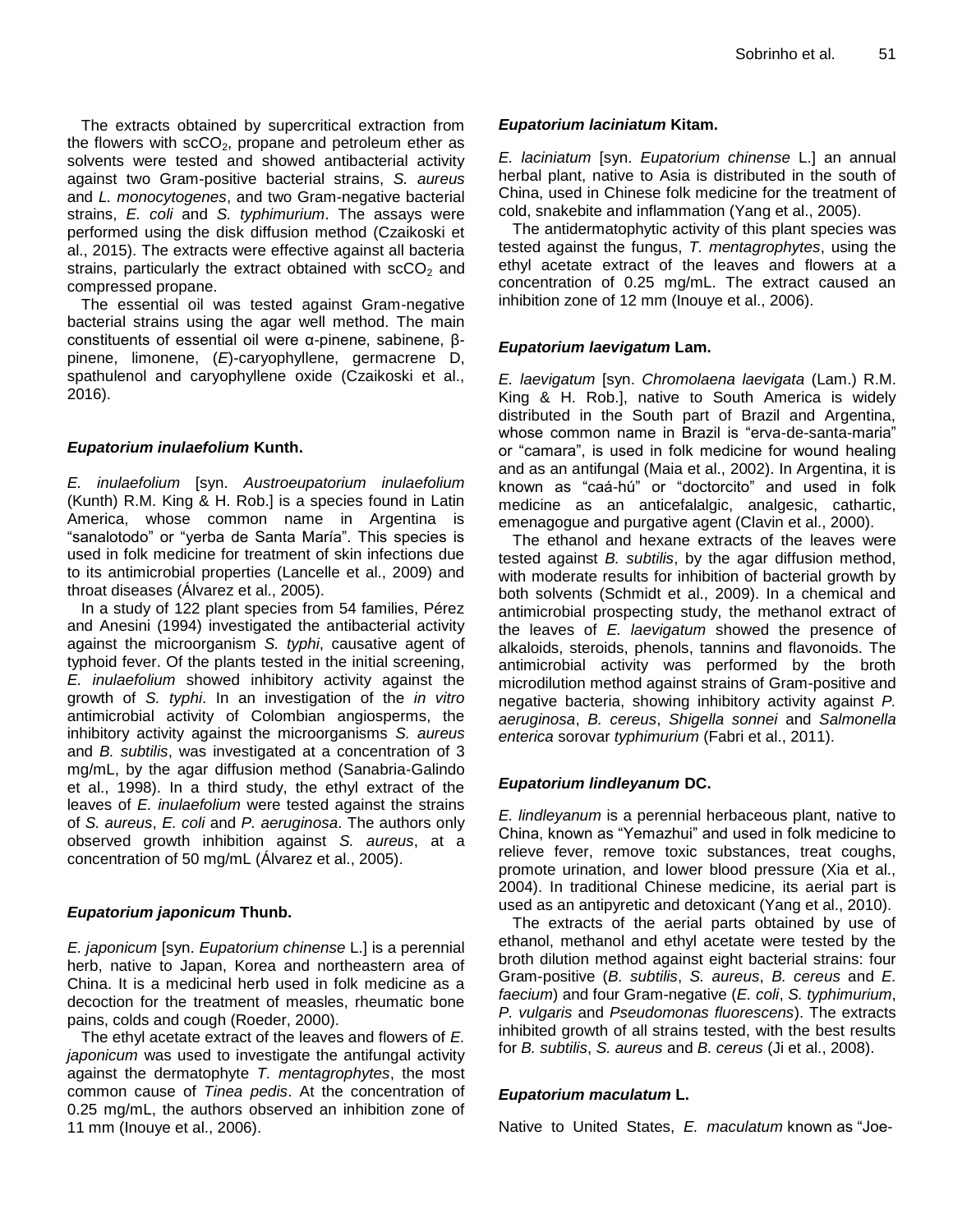The extracts obtained by supercritical extraction from the flowers with $scCO_2$, propane and petroleum ether as solvents were tested and showed antibacterial activity against two Gram-positive bacterial strains, *S. aureus* and *L. monocytogenes*, and two Gram-negative bacterial strains, *E. coli* and *S. typhimurium*. The assays were performed using the disk diffusion method (Czaikoski et al., 2015). The extracts were effective against all bacteria strains, particularly the extract obtained with $scCO_2$ and compressed propane.

The essential oil was tested against Gram-negative bacterial strains using the agar well method. The main constituents of essential oil were α-pinene, sabinene, β-pinene, limonene, (*E*)-caryophyllene, germacrene D, spathulenol and caryophyllene oxide (Czaikoski et al., 2016).

### *Eupatorium inulaefolium* Kunth.

*E. inulaefolium* [syn. *Austroeupatorium inulaefolium* (Kunth) R.M. King & H. Rob.] is a species found in Latin America, whose common name in Argentina is "sanalotodo" or "yerba de Santa María". This species is used in folk medicine for treatment of skin infections due to its antimicrobial properties (Lancelle et al., 2009) and throat diseases (Álvarez et al., 2005).

In a study of 122 plant species from 54 families, Pérez and Anesini (1994) investigated the antibacterial activity against the microorganism *S. typhi*, causative agent of typhoid fever. Of the plants tested in the initial screening, *E. inulaefolium* showed inhibitory activity against the growth of *S. typhi*. In an investigation of the *in vitro* antimicrobial activity of Colombian angiosperms, the inhibitory activity against the microorganisms *S. aureus* and *B. subtilis*, was investigated at a concentration of 3 mg/mL, by the agar diffusion method (Sanabria-Galindo et al., 1998). In a third study, the ethyl extract of the leaves of *E. inulaefolium* were tested against the strains of *S. aureus*, *E. coli* and *P. aeruginosa*. The authors only observed growth inhibition against *S. aureus*, at a concentration of 50 mg/mL (Álvarez et al., 2005).

### *Eupatorium japonicum* Thunb.

*E. japonicum* [syn. *Eupatorium chinense* L.] is a perennial herb, native to Japan, Korea and northeastern area of China. It is a medicinal herb used in folk medicine as a decoction for the treatment of measles, rheumatic bone pains, colds and cough (Roeder, 2000).

The ethyl acetate extract of the leaves and flowers of *E. japonicum* was used to investigate the antifungal activity against the dermatophyte *T. mentagrophytes*, the most common cause of *Tinea pedis*. At the concentration of 0.25 mg/mL, the authors observed an inhibition zone of 11 mm (Inouye et al., 2006).

### *Eupatorium laciniatum* Kitam.

*E. laciniatum* [syn. *Eupatorium chinense* L.] an annual herbal plant, native to Asia is distributed in the south of China, used in Chinese folk medicine for the treatment of cold, snakebite and inflammation (Yang et al., 2005).

The antidermatophytic activity of this plant species was tested against the fungus, *T. mentagrophytes*, using the ethyl acetate extract of the leaves and flowers at a concentration of 0.25 mg/mL. The extract caused an inhibition zone of 12 mm (Inouye et al., 2006).

### *Eupatorium laevigatum* Lam.

*E. laevigatum* [syn. *Chromolaena laevigata* (Lam.) R.M. King & H. Rob.], native to South America is widely distributed in the South part of Brazil and Argentina, whose common name in Brazil is "erva-de-santa-maria" or "camara", is used in folk medicine for wound healing and as an antifungal (Maia et al., 2002). In Argentina, it is known as "caá-hú" or "doctorcito" and used in folk medicine as an anticefalalgic, analgesic, cathartic, emenagogue and purgative agent (Clavin et al., 2000).

The ethanol and hexane extracts of the leaves were tested against *B. subtilis*, by the agar diffusion method, with moderate results for inhibition of bacterial growth by both solvents (Schmidt et al., 2009). In a chemical and antimicrobial prospecting study, the methanol extract of the leaves of *E. laevigatum* showed the presence of alkaloids, steroids, phenols, tannins and flavonoids. The antimicrobial activity was performed by the broth microdilution method against strains of Gram-positive and negative bacteria, showing inhibitory activity against *P. aeruginosa*, *B. cereus*, *Shigella sonnei* and *Salmonella enterica* sorovar *typhimurium* (Fabri et al., 2011).

### *Eupatorium lindleyanum* DC.

*E. lindleyanum* is a perennial herbaceous plant, native to China, known as "Yemazhui" and used in folk medicine to relieve fever, remove toxic substances, treat coughs, promote urination, and lower blood pressure (Xia et al., 2004). In traditional Chinese medicine, its aerial part is used as an antipyretic and detoxicant (Yang et al., 2010).

The extracts of the aerial parts obtained by use of ethanol, methanol and ethyl acetate were tested by the broth dilution method against eight bacterial strains: four Gram-positive (*B. subtilis*, *S. aureus*, *B. cereus* and *E. faecium*) and four Gram-negative (*E. coli*, *S. typhimurium*, *P. vulgaris* and *Pseudomonas fluorescens*). The extracts inhibited growth of all strains tested, with the best results for *B. subtilis*, *S. aureus* and *B. cereus* (Ji et al., 2008).

### *Eupatorium maculatum* L.

Native to United States, *E. maculatum* known as "Joe-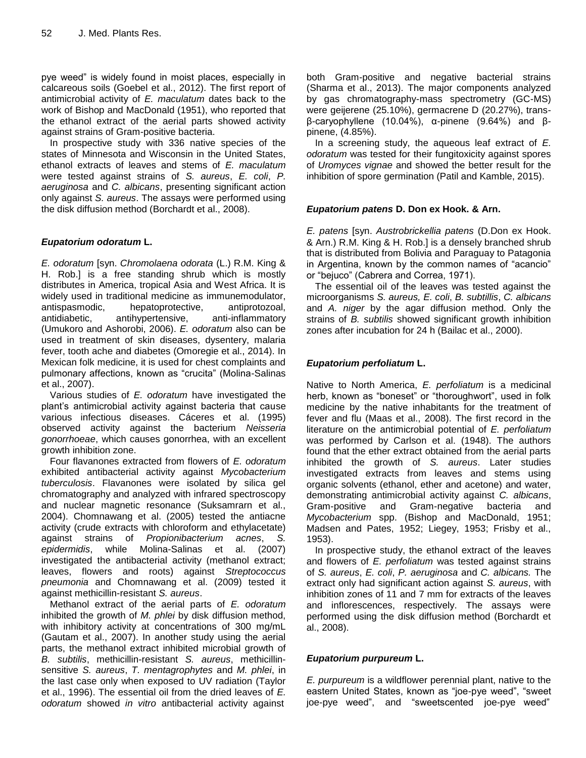pye weed" is widely found in moist places, especially in calcareous soils (Goebel et al., 2012). The first report of antimicrobial activity of *E. maculatum* dates back to the work of Bishop and MacDonald (1951), who reported that the ethanol extract of the aerial parts showed activity against strains of Gram-positive bacteria.

In prospective study with 336 native species of the states of Minnesota and Wisconsin in the United States, ethanol extracts of leaves and stems of *E. maculatum* were tested against strains of *S. aureus*, *E. coli*, *P. aeruginosa* and *C. albicans*, presenting significant action only against *S. aureus*. The assays were performed using the disk diffusion method (Borchardt et al., 2008).

### *Eupatorium odoratum* L.

*E. odoratum* [syn. *Chromolaena odorata* (L.) R.M. King & H. Rob.] is a free standing shrub which is mostly distributes in America, tropical Asia and West Africa. It is widely used in traditional medicine as immunemodulator, antispasmodic, hepatoprotective, antiprotozoal, antidiabetic, antihypertensive, anti-inflammatory (Umukoro and Ashorobi, 2006). *E. odoratum* also can be used in treatment of skin diseases, dysentery, malaria fever, tooth ache and diabetes (Omoregie et al., 2014). In Mexican folk medicine, it is used for chest complaints and pulmonary affections, known as "crucita" (Molina-Salinas et al., 2007).

Various studies of *E. odoratum* have investigated the plant's antimicrobial activity against bacteria that cause various infectious diseases. Cáceres et al. (1995) observed activity against the bacterium *Neisseria gonorrhoeae*, which causes gonorrhea, with an excellent growth inhibition zone.

Four flavanones extracted from flowers of *E. odoratum* exhibited antibacterial activity against *Mycobacterium tuberculosis*. Flavanones were isolated by silica gel chromatography and analyzed with infrared spectroscopy and nuclear magnetic resonance (Suksamrarn et al., 2004). Chomnawang et al. (2005) tested the antiacne activity (crude extracts with chloroform and ethylacetate) against strains of *Propionibacterium acnes*, *S. epidermidis*, while Molina-Salinas et al. (2007) investigated the antibacterial activity (methanol extract; leaves, flowers and roots) against *Streptococcus pneumonia* and Chomnawang et al. (2009) tested it against methicillin-resistant *S. aureus*.

Methanol extract of the aerial parts of *E. odoratum* inhibited the growth of *M. phlei* by disk diffusion method, with inhibitory activity at concentrations of 300 mg/mL (Gautam et al., 2007). In another study using the aerial parts, the methanol extract inhibited microbial growth of *B. subtilis*, methicillin-resistant *S. aureus*, methicillin-sensitive *S. aureus*, *T. mentagrophytes* and *M. phlei*, in the last case only when exposed to UV radiation (Taylor et al., 1996). The essential oil from the dried leaves of *E. odoratum* showed *in vitro* antibacterial activity against both Gram-positive and negative bacterial strains (Sharma et al., 2013). The major components analyzed by gas chromatography-mass spectrometry (GC-MS) were geijerene (25.10%), germacrene D (20.27%), trans-β-caryophyllene (10.04%), α-pinene (9.64%) and β-pinene, (4.85%).

In a screening study, the aqueous leaf extract of *E. odoratum* was tested for their fungitoxicity against spores of *Uromyces vignae* and showed the better result for the inhibition of spore germination (Patil and Kamble, 2015).

### *Eupatorium patens* D. Don ex Hook. & Arn.

*E. patens* [syn. *Austrobrickellia patens* (D.Don ex Hook. & Arn.) R.M. King & H. Rob.] is a densely branched shrub that is distributed from Bolivia and Paraguay to Patagonia in Argentina, known by the common names of "acancio" or "bejuco" (Cabrera and Correa, 1971).

The essential oil of the leaves was tested against the microorganisms *S. aureus, E. coli*, *B. subtillis*, *C. albicans* and *A. niger* by the agar diffusion method. Only the strains of *B. subtilis* showed significant growth inhibition zones after incubation for 24 h (Bailac et al., 2000).

### *Eupatorium perfoliatum* L.

Native to North America, *E. perfoliatum* is a medicinal herb, known as "boneset" or "thoroughwort", used in folk medicine by the native inhabitants for the treatment of fever and flu (Maas et al., 2008). The first record in the literature on the antimicrobial potential of *E. perfoliatum* was performed by Carlson et al. (1948). The authors found that the ether extract obtained from the aerial parts inhibited the growth of *S. aureus*. Later studies investigated extracts from leaves and stems using organic solvents (ethanol, ether and acetone) and water, demonstrating antimicrobial activity against *C. albicans*, Gram-positive and Gram-negative bacteria and *Mycobacterium* spp. (Bishop and MacDonald, 1951; Madsen and Pates, 1952; Liegey, 1953; Frisby et al., 1953).

In prospective study, the ethanol extract of the leaves and flowers of *E. perfoliatum* was tested against strains of *S. aureus*, *E. coli*, *P. aeruginosa* and *C. albicans.* The extract only had significant action against *S. aureus*, with inhibition zones of 11 and 7 mm for extracts of the leaves and inflorescences, respectively. The assays were performed using the disk diffusion method (Borchardt et al., 2008).

### *Eupatorium purpureum* L.

*E. purpureum* is a wildflower perennial plant, native to the eastern United States, known as "joe-pye weed", "sweet joe-pye weed", and "sweetscented joe-pye weed"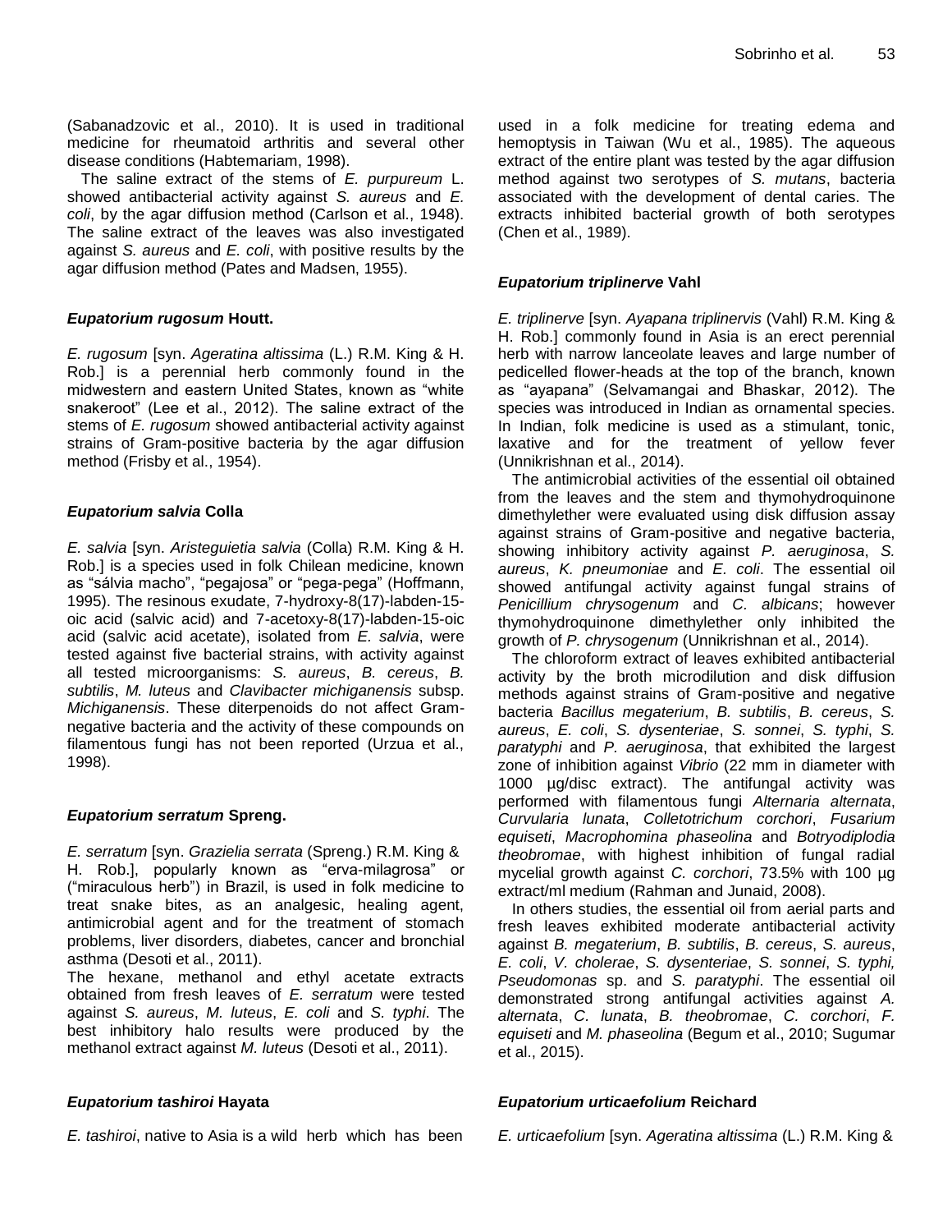(Sabanadzovic et al., 2010). It is used in traditional medicine for rheumatoid arthritis and several other disease conditions (Habtemariam, 1998).

The saline extract of the stems of *E. purpureum* L. showed antibacterial activity against *S. aureus* and *E. coli*, by the agar diffusion method (Carlson et al., 1948). The saline extract of the leaves was also investigated against *S. aureus* and *E. coli*, with positive results by the agar diffusion method (Pates and Madsen, 1955).

### *Eupatorium rugosum* Houtt.

*E. rugosum* [syn. *Ageratina altissima* (L.) R.M. King & H. Rob.] is a perennial herb commonly found in the midwestern and eastern United States, known as "white snakeroot" (Lee et al., 2012). The saline extract of the stems of *E. rugosum* showed antibacterial activity against strains of Gram-positive bacteria by the agar diffusion method (Frisby et al., 1954).

### *Eupatorium salvia* Colla

*E. salvia* [syn. *Aristeguietia salvia* (Colla) R.M. King & H. Rob.] is a species used in folk Chilean medicine, known as "sálvia macho", "pegajosa" or "pega-pega" (Hoffmann, 1995). The resinous exudate, 7-hydroxy-8(17)-labden-15-oic acid (salvic acid) and 7-acetoxy-8(17)-labden-15-oic acid (salvic acid acetate), isolated from *E. salvia*, were tested against five bacterial strains, with activity against all tested microorganisms: *S. aureus*, *B. cereus*, *B. subtilis*, *M. luteus* and *Clavibacter michiganensis* subsp. *Michiganensis*. These diterpenoids do not affect Gram-negative bacteria and the activity of these compounds on filamentous fungi has not been reported (Urzua et al., 1998).

### *Eupatorium serratum* Spreng.

*E. serratum* [syn. *Grazielia serrata* (Spreng.) R.M. King & H. Rob.], popularly known as "erva-milagrosa" or ("miraculous herb") in Brazil, is used in folk medicine to treat snake bites, as an analgesic, healing agent, antimicrobial agent and for the treatment of stomach problems, liver disorders, diabetes, cancer and bronchial asthma (Desoti et al., 2011).

The hexane, methanol and ethyl acetate extracts obtained from fresh leaves of *E. serratum* were tested against *S. aureus*, *M. luteus*, *E. coli* and *S. typhi*. The best inhibitory halo results were produced by the methanol extract against *M. luteus* (Desoti et al., 2011).

### *Eupatorium tashiroi* Hayata

*E. tashiroi*, native to Asia is a wild herb which has been used in a folk medicine for treating edema and hemoptysis in Taiwan (Wu et al., 1985). The aqueous extract of the entire plant was tested by the agar diffusion method against two serotypes of *S. mutans*, bacteria associated with the development of dental caries. The extracts inhibited bacterial growth of both serotypes (Chen et al., 1989).

### *Eupatorium triplinerve* Vahl

*E. triplinerve* [syn. *Ayapana triplinervis* (Vahl) R.M. King & H. Rob.] commonly found in Asia is an erect perennial herb with narrow lanceolate leaves and large number of pedicelled flower-heads at the top of the branch, known as "ayapana" (Selvamangai and Bhaskar, 2012). The species was introduced in Indian as ornamental species. In Indian, folk medicine is used as a stimulant, tonic, laxative and for the treatment of yellow fever (Unnikrishnan et al., 2014).

The antimicrobial activities of the essential oil obtained from the leaves and the stem and thymohydroquinone dimethylether were evaluated using disk diffusion assay against strains of Gram-positive and negative bacteria, showing inhibitory activity against *P. aeruginosa*, *S. aureus*, *K. pneumoniae* and *E. coli*. The essential oil showed antifungal activity against fungal strains of *Penicillium chrysogenum* and *C. albicans*; however thymohydroquinone dimethylether only inhibited the growth of *P. chrysogenum* (Unnikrishnan et al., 2014).

The chloroform extract of leaves exhibited antibacterial activity by the broth microdilution and disk diffusion methods against strains of Gram-positive and negative bacteria *Bacillus megaterium*, *B. subtilis*, *B. cereus*, *S. aureus*, *E. coli*, *S. dysenteriae*, *S. sonnei*, *S. typhi*, *S. paratyphi* and *P. aeruginosa*, that exhibited the largest zone of inhibition against *Vibrio* (22 mm in diameter with 1000 µg/disc extract). The antifungal activity was performed with filamentous fungi *Alternaria alternata*, *Curvularia lunata*, *Colletotrichum corchori*, *Fusarium equiseti*, *Macrophomina phaseolina* and *Botryodiplodia theobromae*, with highest inhibition of fungal radial mycelial growth against *C. corchori*, 73.5% with 100 µg extract/ml medium (Rahman and Junaid, 2008).

In others studies, the essential oil from aerial parts and fresh leaves exhibited moderate antibacterial activity against *B. megaterium*, *B. subtilis*, *B. cereus*, *S. aureus*, *E. coli*, *V. cholerae*, *S. dysenteriae*, *S. sonnei*, *S. typhi, Pseudomonas* sp. and *S. paratyphi*. The essential oil demonstrated strong antifungal activities against *A. alternata*, *C. lunata*, *B. theobromae*, *C. corchori*, *F. equiseti* and *M. phaseolina* (Begum et al., 2010; Sugumar et al., 2015).

### *Eupatorium urticaefolium* Reichard

*E. urticaefolium* [syn. *Ageratina altissima* (L.) R.M. King &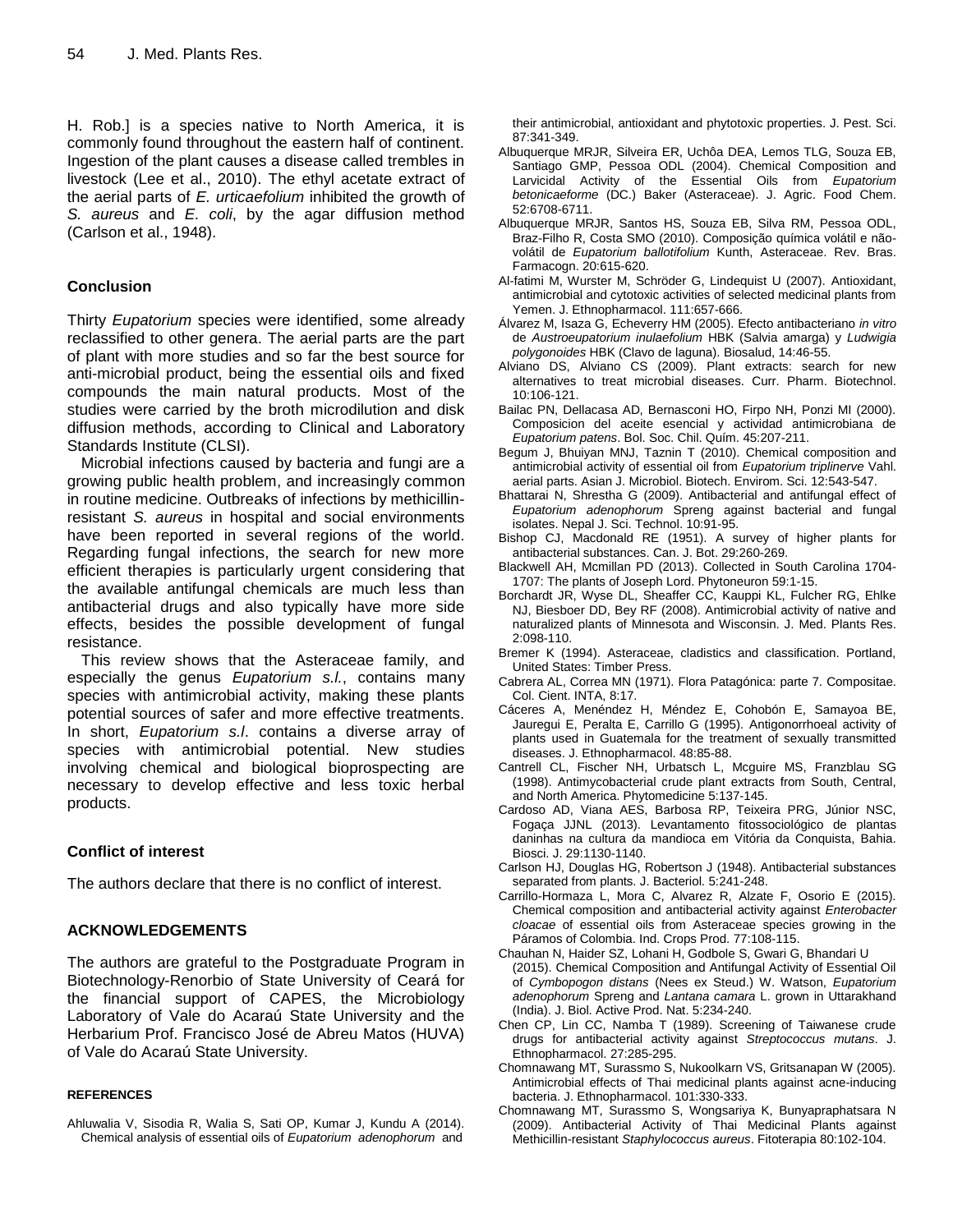H. Rob.] is a species native to North America, it is commonly found throughout the eastern half of continent. Ingestion of the plant causes a disease called trembles in livestock (Lee et al., 2010). The ethyl acetate extract of the aerial parts of *E. urticaefolium* inhibited the growth of *S. aureus* and *E. coli*, by the agar diffusion method (Carlson et al., 1948).

## Conclusion

Thirty *Eupatorium* species were identified, some already reclassified to other genera. The aerial parts are the part of plant with more studies and so far the best source for anti-microbial product, being the essential oils and fixed compounds the main natural products. Most of the studies were carried by the broth microdilution and disk diffusion methods, according to Clinical and Laboratory Standards Institute (CLSI).

Microbial infections caused by bacteria and fungi are a growing public health problem, and increasingly common in routine medicine. Outbreaks of infections by methicillin-resistant *S. aureus* in hospital and social environments have been reported in several regions of the world. Regarding fungal infections, the search for new more efficient therapies is particularly urgent considering that the available antifungal chemicals are much less than antibacterial drugs and also typically have more side effects, besides the possible development of fungal resistance.

This review shows that the Asteraceae family, and especially the genus *Eupatorium s.l.*, contains many species with antimicrobial activity, making these plants potential sources of safer and more effective treatments. In short, *Eupatorium s.l*. contains a diverse array of species with antimicrobial potential. New studies involving chemical and biological bioprospecting are necessary to develop effective and less toxic herbal products.

## Conflict of interest

The authors declare that there is no conflict of interest.

## ACKNOWLEDGEMENTS

The authors are grateful to the Postgraduate Program in Biotechnology-Renorbio of State University of Ceará for the financial support of CAPES, the Microbiology Laboratory of Vale do Acaraú State University and the Herbarium Prof. Francisco José de Abreu Matos (HUVA) of Vale do Acaraú State University.

## REFERENCES

Ahluwalia V, Sisodia R, Walia S, Sati OP, Kumar J, Kundu A (2014). Chemical analysis of essential oils of *Eupatorium adenophorum* and their antimicrobial, antioxidant and phytotoxic properties. J. Pest. Sci. 87:341-349.

Albuquerque MRJR, Silveira ER, Uchôa DEA, Lemos TLG, Souza EB, Santiago GMP, Pessoa ODL (2004). Chemical Composition and Larvicidal Activity of the Essential Oils from *Eupatorium betonicaeforme* (DC.) Baker (Asteraceae). J. Agric. Food Chem. 52:6708-6711.

Albuquerque MRJR, Santos HS, Souza EB, Silva RM, Pessoa ODL, Braz-Filho R, Costa SMO (2010). Composição química volátil e não-volátil de *Eupatorium ballotifolium* Kunth, Asteraceae. Rev. Bras. Farmacogn. 20:615-620.

Al-fatimi M, Wurster M, Schröder G, Lindequist U (2007). Antioxidant, antimicrobial and cytotoxic activities of selected medicinal plants from Yemen. J. Ethnopharmacol. 111:657-666.

Álvarez M, Isaza G, Echeverry HM (2005). Efecto antibacteriano *in vitro* de *Austroeupatorium inulaefolium* HBK (Salvia amarga) y *Ludwigia polygonoides* HBK (Clavo de laguna). Biosalud, 14:46-55.

Alviano DS, Alviano CS (2009). Plant extracts: search for new alternatives to treat microbial diseases. Curr. Pharm. Biotechnol. 10:106-121.

Bailac PN, Dellacasa AD, Bernasconi HO, Firpo NH, Ponzi MI (2000). Composicion del aceite esencial y actividad antimicrobiana de *Eupatorium patens*. Bol. Soc. Chil. Quím. 45:207-211.

Begum J, Bhuiyan MNJ, Taznin T (2010). Chemical composition and antimicrobial activity of essential oil from *Eupatorium triplinerve* Vahl. aerial parts. Asian J. Microbiol. Biotech. Envirom. Sci. 12:543-547.

Bhattarai N, Shrestha G (2009). Antibacterial and antifungal effect of *Eupatorium adenophorum* Spreng against bacterial and fungal isolates. Nepal J. Sci. Technol. 10:91-95.

Bishop CJ, Macdonald RE (1951). A survey of higher plants for antibacterial substances. Can. J. Bot. 29:260-269.

Blackwell AH, Mcmillan PD (2013). Collected in South Carolina 1704-1707: The plants of Joseph Lord. Phytoneuron 59:1-15.

Borchardt JR, Wyse DL, Sheaffer CC, Kauppi KL, Fulcher RG, Ehlke NJ, Biesboer DD, Bey RF (2008). Antimicrobial activity of native and naturalized plants of Minnesota and Wisconsin. J. Med. Plants Res. 2:098-110.

Bremer K (1994). Asteraceae, cladistics and classification. Portland, United States: Timber Press.

Cabrera AL, Correa MN (1971). Flora Patagónica: parte 7. Compositae. Col. Cient. INTA, 8:17.

Cáceres A, Menéndez H, Méndez E, Cohobón E, Samayoa BE, Jauregui E, Peralta E, Carrillo G (1995). Antigonorrhoeal activity of plants used in Guatemala for the treatment of sexually transmitted diseases. J. Ethnopharmacol. 48:85-88.

Cantrell CL, Fischer NH, Urbatsch L, Mcguire MS, Franzblau SG (1998). Antimycobacterial crude plant extracts from South, Central, and North America. Phytomedicine 5:137-145.

Cardoso AD, Viana AES, Barbosa RP, Teixeira PRG, Júnior NSC, Fogaça JJNL (2013). Levantamento fitossociológico de plantas daninhas na cultura da mandioca em Vitória da Conquista, Bahia. Biosci. J. 29:1130-1140.

Carlson HJ, Douglas HG, Robertson J (1948). Antibacterial substances separated from plants. J. Bacteriol. 5:241-248.

Carrillo-Hormaza L, Mora C, Alvarez R, Alzate F, Osorio E (2015). Chemical composition and antibacterial activity against *Enterobacter cloacae* of essential oils from Asteraceae species growing in the Páramos of Colombia. Ind. Crops Prod. 77:108-115.

Chauhan N, Haider SZ, Lohani H, Godbole S, Gwari G, Bhandari U (2015). Chemical Composition and Antifungal Activity of Essential Oil of *Cymbopogon distans* (Nees ex Steud.) W. Watson, *Eupatorium adenophorum* Spreng and *Lantana camara* L. grown in Uttarakhand (India). J. Biol. Active Prod. Nat. 5:234-240.

Chen CP, Lin CC, Namba T (1989). Screening of Taiwanese crude drugs for antibacterial activity against *Streptococcus mutans*. J. Ethnopharmacol. 27:285-295.

Chomnawang MT, Surassmo S, Nukoolkarn VS, Gritsanapan W (2005). Antimicrobial effects of Thai medicinal plants against acne-inducing bacteria. J. Ethnopharmacol. 101:330-333.

Chomnawang MT, Surassmo S, Wongsariya K, Bunyapraphatsara N (2009). Antibacterial Activity of Thai Medicinal Plants against Methicillin-resistant *Staphylococcus aureus*. Fitoterapia 80:102-104.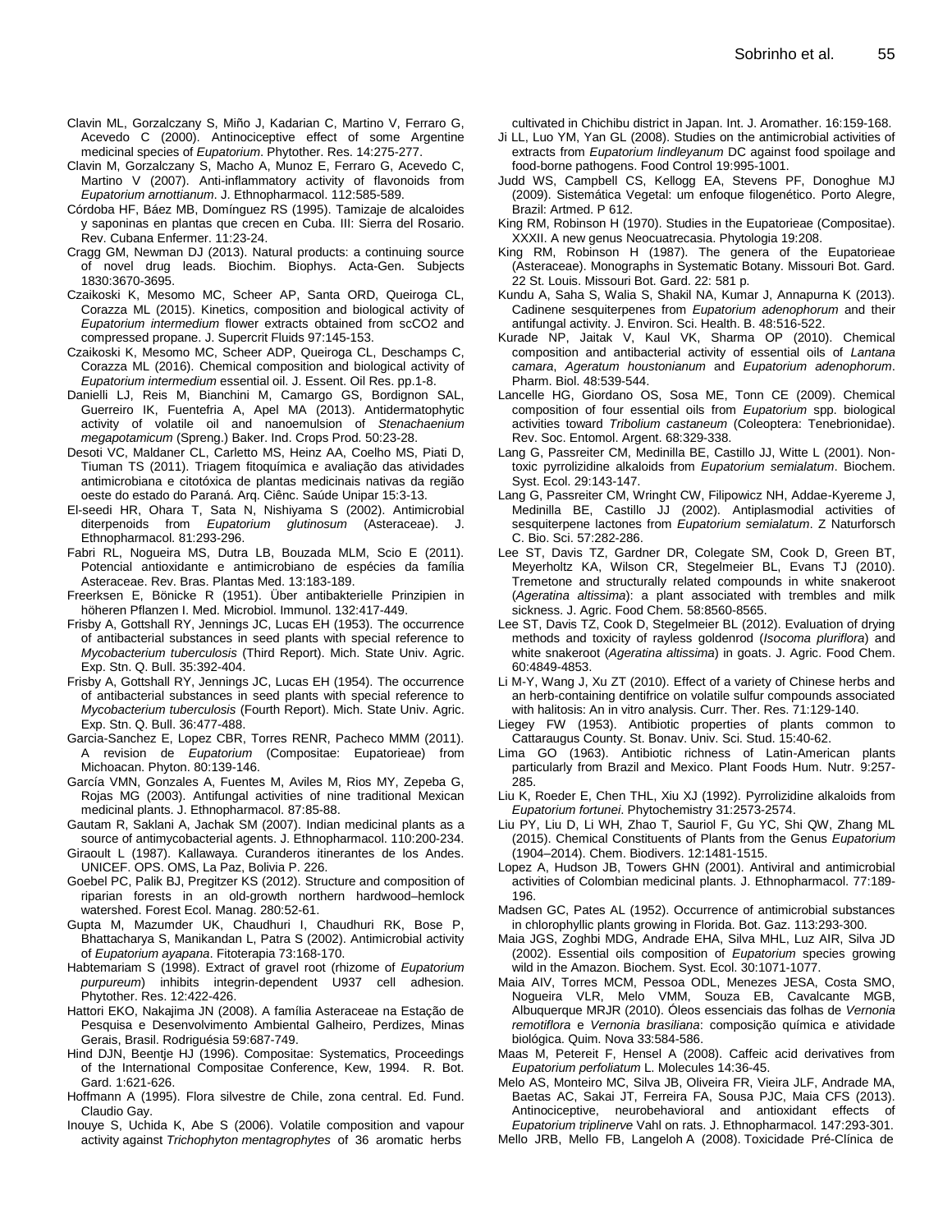Clavin ML, Gorzalczany S, Miño J, Kadarian C, Martino V, Ferraro G, Acevedo C (2000). Antinociceptive effect of some Argentine medicinal species of *Eupatorium*. Phytother. Res. 14:275-277.

Clavin M, Gorzalczany S, Macho A, Munoz E, Ferraro G, Acevedo C, Martino V (2007). Anti-inflammatory activity of flavonoids from *Eupatorium arnottianum*. J. Ethnopharmacol. 112:585-589.

Córdoba HF, Báez MB, Domínguez RS (1995). Tamizaje de alcaloides y saponinas en plantas que crecen en Cuba. III: Sierra del Rosario. Rev. Cubana Enfermer. 11:23-24.

Cragg GM, Newman DJ (2013). Natural products: a continuing source of novel drug leads. Biochim. Biophys. Acta-Gen. Subjects 1830:3670-3695.

Czaikoski K, Mesomo MC, Scheer AP, Santa ORD, Queiroga CL, Corazza ML (2015). Kinetics, composition and biological activity of *Eupatorium intermedium* flower extracts obtained from scCO2 and compressed propane. J. Supercrit Fluids 97:145-153.

Czaikoski K, Mesomo MC, Scheer ADP, Queiroga CL, Deschamps C, Corazza ML (2016). Chemical composition and biological activity of *Eupatorium intermedium* essential oil. J. Essent. Oil Res. pp.1-8.

Danielli LJ, Reis M, Bianchini M, Camargo GS, Bordignon SAL, Guerreiro IK, Fuentefria A, Apel MA (2013). Antidermatophytic activity of volatile oil and nanoemulsion of *Stenachaenium megapotamicum* (Spreng.) Baker. Ind. Crops Prod. 50:23-28.

Desoti VC, Maldaner CL, Carletto MS, Heinz AA, Coelho MS, Piati D, Tiuman TS (2011). Triagem fitoquímica e avaliação das atividades antimicrobiana e citotóxica de plantas medicinais nativas da região oeste do estado do Paraná. Arq. Ciênc. Saúde Unipar 15:3-13.

El-seedi HR, Ohara T, Sata N, Nishiyama S (2002). Antimicrobial diterpenoids from *Eupatorium glutinosum* (Asteraceae). J. Ethnopharmacol. 81:293-296.

Fabri RL, Nogueira MS, Dutra LB, Bouzada MLM, Scio E (2011). Potencial antioxidante e antimicrobiano de espécies da família Asteraceae. Rev. Bras. Plantas Med. 13:183-189.

Freerksen E, Bönicke R (1951). Über antibakterielle Prinzipien in höheren Pflanzen I. Med. Microbiol. Immunol. 132:417-449.

Frisby A, Gottshall RY, Jennings JC, Lucas EH (1953). The occurrence of antibacterial substances in seed plants with special reference to *Mycobacterium tuberculosis* (Third Report). Mich. State Univ. Agric. Exp. Stn. Q. Bull. 35:392-404.

Frisby A, Gottshall RY, Jennings JC, Lucas EH (1954). The occurrence of antibacterial substances in seed plants with special reference to *Mycobacterium tuberculosis* (Fourth Report). Mich. State Univ. Agric. Exp. Stn. Q. Bull. 36:477-488.

Garcia-Sanchez E, Lopez CBR, Torres RENR, Pacheco MMM (2011). A revision de *Eupatorium* (Compositae: Eupatorieae) from Michoacan. Phyton. 80:139-146.

García VMN, Gonzales A, Fuentes M, Aviles M, Rios MY, Zepeba G, Rojas MG (2003). Antifungal activities of nine traditional Mexican medicinal plants. J. Ethnopharmacol. 87:85-88.

Gautam R, Saklani A, Jachak SM (2007). Indian medicinal plants as a source of antimycobacterial agents. J. Ethnopharmacol. 110:200-234.

Giraoult L (1987). Kallawaya. Curanderos itinerantes de los Andes. UNICEF. OPS. OMS, La Paz, Bolivia P. 226.

Goebel PC, Palik BJ, Pregitzer KS (2012). Structure and composition of riparian forests in an old-growth northern hardwood–hemlock watershed. Forest Ecol. Manag. 280:52-61.

Gupta M, Mazumder UK, Chaudhuri I, Chaudhuri RK, Bose P, Bhattacharya S, Manikandan L, Patra S (2002). Antimicrobial activity of *Eupatorium ayapana*. Fitoterapia 73:168-170.

Habtemariam S (1998). Extract of gravel root (rhizome of *Eupatorium purpureum*) inhibits integrin-dependent U937 cell adhesion. Phytother. Res. 12:422-426.

Hattori EKO, Nakajima JN (2008). A família Asteraceae na Estação de Pesquisa e Desenvolvimento Ambiental Galheiro, Perdizes, Minas Gerais, Brasil. Rodriguésia 59:687-749.

Hind DJN, Beentje HJ (1996). Compositae: Systematics, Proceedings of the International Compositae Conference, Kew, 1994. R. Bot. Gard. 1:621-626.

Hoffmann A (1995). Flora silvestre de Chile, zona central. Ed. Fund. Claudio Gay.

Inouye S, Uchida K, Abe S (2006). Volatile composition and vapour activity against *Trichophyton mentagrophytes* of 36 aromatic herbs cultivated in Chichibu district in Japan. Int. J. Aromather. 16:159-168.

Ji LL, Luo YM, Yan GL (2008). Studies on the antimicrobial activities of extracts from *Eupatorium lindleyanum* DC against food spoilage and food-borne pathogens. Food Control 19:995-1001.

Judd WS, Campbell CS, Kellogg EA, Stevens PF, Donoghue MJ (2009). Sistemática Vegetal: um enfoque filogenético. Porto Alegre, Brazil: Artmed. P 612.

King RM, Robinson H (1970). Studies in the Eupatorieae (Compositae). XXXII. A new genus Neocuatrecasia. Phytologia 19:208.

King RM, Robinson H (1987). The genera of the Eupatorieae (Asteraceae). Monographs in Systematic Botany. Missouri Bot. Gard. 22 St. Louis. Missouri Bot. Gard. 22: 581 p.

Kundu A, Saha S, Walia S, Shakil NA, Kumar J, Annapurna K (2013). Cadinene sesquiterpenes from *Eupatorium adenophorum* and their antifungal activity. J. Environ. Sci. Health. B. 48:516-522.

Kurade NP, Jaitak V, Kaul VK, Sharma OP (2010). Chemical composition and antibacterial activity of essential oils of *Lantana camara*, *Ageratum houstonianum* and *Eupatorium adenophorum*. Pharm. Biol. 48:539-544.

Lancelle HG, Giordano OS, Sosa ME, Tonn CE (2009). Chemical composition of four essential oils from *Eupatorium* spp. biological activities toward *Tribolium castaneum* (Coleoptera: Tenebrionidae). Rev. Soc. Entomol. Argent. 68:329-338.

Lang G, Passreiter CM, Medinilla BE, Castillo JJ, Witte L (2001). Non-toxic pyrrolizidine alkaloids from *Eupatorium semialatum*. Biochem. Syst. Ecol. 29:143-147.

Lang G, Passreiter CM, Wringht CW, Filipowicz NH, Addae-Kyereme J, Medinilla BE, Castillo JJ (2002). Antiplasmodial activities of sesquiterpene lactones from *Eupatorium semialatum*. Z Naturforsch C. Bio. Sci. 57:282-286.

Lee ST, Davis TZ, Gardner DR, Colegate SM, Cook D, Green BT, Meyerholtz KA, Wilson CR, Stegelmeier BL, Evans TJ (2010). Tremetone and structurally related compounds in white snakeroot (*Ageratina altissima*): a plant associated with trembles and milk sickness. J. Agric. Food Chem. 58:8560-8565.

Lee ST, Davis TZ, Cook D, Stegelmeier BL (2012). Evaluation of drying methods and toxicity of rayless goldenrod (*Isocoma pluriflora*) and white snakeroot (*Ageratina altissima*) in goats. J. Agric. Food Chem. 60:4849-4853.

Li M-Y, Wang J, Xu ZT (2010). Effect of a variety of Chinese herbs and an herb-containing dentifrice on volatile sulfur compounds associated with halitosis: An in vitro analysis. Curr. Ther. Res. 71:129-140.

Liegey FW (1953). Antibiotic properties of plants common to Cattaraugus County. St. Bonav. Univ. Sci. Stud. 15:40-62.

Lima GO (1963). Antibiotic richness of Latin-American plants particularly from Brazil and Mexico. Plant Foods Hum. Nutr. 9:257-285.

Liu K, Roeder E, Chen THL, Xiu XJ (1992). Pyrrolizidine alkaloids from *Eupatorium fortunei*. Phytochemistry 31:2573-2574.

Liu PY, Liu D, Li WH, Zhao T, Sauriol F, Gu YC, Shi QW, Zhang ML (2015). Chemical Constituents of Plants from the Genus *Eupatorium* (1904–2014). Chem. Biodivers. 12:1481-1515.

Lopez A, Hudson JB, Towers GHN (2001). Antiviral and antimicrobial activities of Colombian medicinal plants. J. Ethnopharmacol. 77:189-196.

Madsen GC, Pates AL (1952). Occurrence of antimicrobial substances in chlorophyllic plants growing in Florida. Bot. Gaz. 113:293-300.

Maia JGS, Zoghbi MDG, Andrade EHA, Silva MHL, Luz AIR, Silva JD (2002). Essential oils composition of *Eupatorium* species growing wild in the Amazon. Biochem. Syst. Ecol. 30:1071-1077.

Maia AIV, Torres MCM, Pessoa ODL, Menezes JESA, Costa SMO, Nogueira VLR, Melo VMM, Souza EB, Cavalcante MGB, Albuquerque MRJR (2010). Óleos essenciais das folhas de *Vernonia remotiflora* e *Vernonia brasiliana*: composição química e atividade biológica. Quim. Nova 33:584-586.

Maas M, Petereit F, Hensel A (2008). Caffeic acid derivatives from *Eupatorium perfoliatum* L. Molecules 14:36-45.

Melo AS, Monteiro MC, Silva JB, Oliveira FR, Vieira JLF, Andrade MA, Baetas AC, Sakai JT, Ferreira FA, Sousa PJC, Maia CFS (2013). Antinociceptive, neurobehavioral and antioxidant effects of *Eupatorium triplinerve* Vahl on rats. J. Ethnopharmacol. 147:293-301.

Mello JRB, Mello FB, Langeloh A (2008). Toxicidade Pré-Clínica de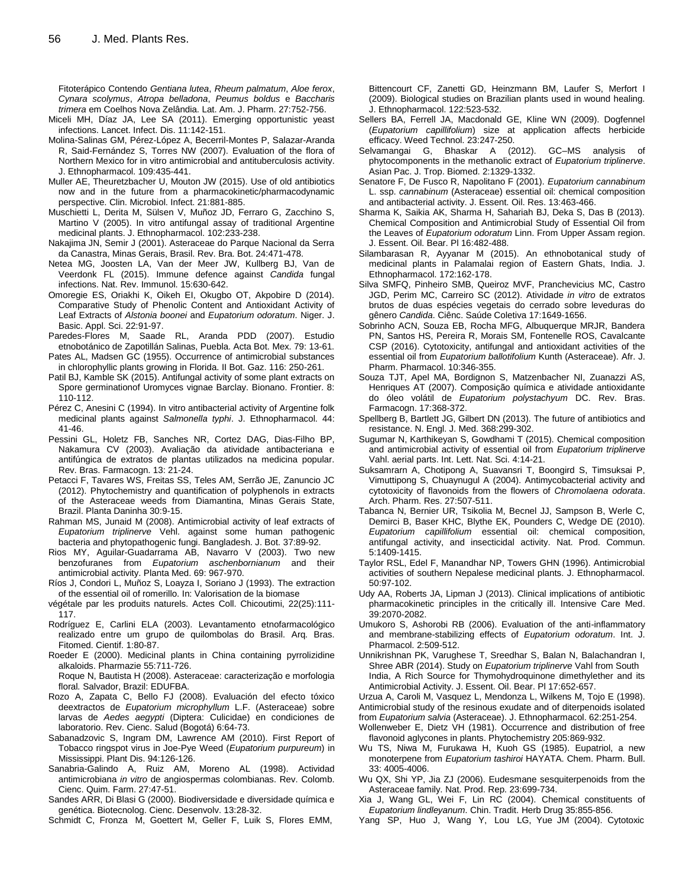Fitoterápico Contendo *Gentiana lutea*, *Rheum palmatum*, *Aloe ferox*, *Cynara scolymus*, *Atropa belladona*, *Peumus boldus* e *Baccharis trimera* em Coelhos Nova Zelândia. Lat. Am. J. Pharm. 27:752-756.

Miceli MH, Díaz JA, Lee SA (2011). Emerging opportunistic yeast infections. Lancet. Infect. Dis. 11:142-151.

Molina-Salinas GM, Pérez-López A, Becerril-Montes P, Salazar-Aranda R, Said-Fernández S, Torres NW (2007). Evaluation of the flora of Northern Mexico for in vitro antimicrobial and antituberculosis activity. J. Ethnopharmacol. 109:435-441.

Muller AE, Theuretzbacher U, Mouton JW (2015). Use of old antibiotics now and in the future from a pharmacokinetic/pharmacodynamic perspective. Clin. Microbiol. Infect. 21:881-885.

Muschietti L, Derita M, Sülsen V, Muñoz JD, Ferraro G, Zacchino S, Martino V (2005). In vitro antifungal assay of traditional Argentine medicinal plants. J. Ethnopharmacol. 102:233-238.

Nakajima JN, Semir J (2001). Asteraceae do Parque Nacional da Serra da Canastra, Minas Gerais, Brasil. Rev. Bra. Bot. 24:471-478.

Netea MG, Joosten LA, Van der Meer JW, Kullberg BJ, Van de Veerdonk FL (2015). Immune defence against *Candida* fungal infections. Nat. Rev. Immunol. 15:630-642.

Omoregie ES, Oriakhi K, Oikeh EI, Okugbo OT, Akpobire D (2014). Comparative Study of Phenolic Content and Antioxidant Activity of Leaf Extracts of *Alstonia boonei* and *Eupatorium odoratum*. Niger. J. Basic. Appl. Sci. 22:91-97.

Paredes-Flores M, Saade RL, Aranda PDD (2007). Estudio etnobotánico de Zapotillán Salinas, Puebla. Acta Bot. Mex. 79: 13-61.

Pates AL, Madsen GC (1955). Occurrence of antimicrobial substances in chlorophyllic plants growing in Florida. II Bot. Gaz. 116: 250-261.

Patil BJ, Kamble SK (2015). Antifungal activity of some plant extracts on Spore germinationof Uromyces vignae Barclay. Bionano. Frontier. 8: 110-112.

Pérez C, Anesini C (1994). In vitro antibacterial activity of Argentine folk medicinal plants against *Salmonella typhi*. J. Ethnopharmacol. 44: 41-46.

Pessini GL, Holetz FB, Sanches NR, Cortez DAG, Dias-Filho BP, Nakamura CV (2003). Avaliação da atividade antibacteriana e antifúngica de extratos de plantas utilizados na medicina popular. Rev. Bras. Farmacogn. 13: 21-24.

Petacci F, Tavares WS, Freitas SS, Teles AM, Serrão JE, Zanuncio JC (2012). Phytochemistry and quantification of polyphenols in extracts of the Asteraceae weeds from Diamantina, Minas Gerais State, Brazil. Planta Daninha 30:9-15.

Rahman MS, Junaid M (2008). Antimicrobial activity of leaf extracts of *Eupatorium triplinerve* Vehl. against some human pathogenic bacteria and phytopathogenic fungi. Bangladesh. J. Bot. 37:89-92.

Rios MY, Aguilar-Guadarrama AB, Navarro V (2003). Two new benzofuranes from *Eupatorium aschenbornianum* and their antimicrobial activity. Planta Med. 69: 967-970.

Ríos J, Condori L, Muñoz S, Loayza I, Soriano J (1993). The extraction of the essential oil of romerillo. In: Valorisation de la biomase végétale par les produits naturels. Actes Coll. Chicoutimi, 22(25):111-117.

Rodríguez E, Carlini ELA (2003). Levantamento etnofarmacológico realizado entre um grupo de quilombolas do Brasil. Arq. Bras. Fitomed. Cientif. 1:80-87.

Roeder E (2000). Medicinal plants in China containing pyrrolizidine alkaloids. Pharmazie 55:711-726.

Roque N, Bautista H (2008). Asteraceae: caracterização e morfologia floral. Salvador, Brazil: EDUFBA.

Rozo A, Zapata C, Bello FJ (2008). Evaluación del efecto tóxico deextractos de *Eupatorium microphyllum* L.F. (Asteraceae) sobre larvas de *Aedes aegypti* (Diptera: Culicidae) en condiciones de laboratorio. Rev. Cienc. Salud (Bogotá) 6:64-73.

Sabanadzovic S, Ingram DM, Lawrence AM (2010). First Report of Tobacco ringspot virus in Joe-Pye Weed (*Eupatorium purpureum*) in Mississippi. Plant Dis. 94:126-126.

Sanabria-Galindo A, Ruiz AM, Moreno AL (1998). Actividad antimicrobiana *in vitro* de angiospermas colombianas. Rev. Colomb. Cienc. Quim. Farm. 27:47-51.

Sandes ARR, Di Blasi G (2000). Biodiversidade e diversidade química e genética. Biotecnolog. Cienc. Desenvolv. 13:28-32.

Schmidt C, Fronza M, Goettert M, Geller F, Luik S, Flores EMM, Bittencourt CF, Zanetti GD, Heinzmann BM, Laufer S, Merfort I (2009). Biological studies on Brazilian plants used in wound healing. J. Ethnopharmacol. 122:523-532.

Sellers BA, Ferrell JA, Macdonald GE, Kline WN (2009). Dogfennel (*Eupatorium capillifolium*) size at application affects herbicide efficacy. Weed Technol. 23:247-250.

Selvamangai G, Bhaskar A (2012). GC–MS analysis of phytocomponents in the methanolic extract of *Eupatorium triplinerve*. Asian Pac. J. Trop. Biomed. 2:1329-1332.

Senatore F, De Fusco R, Napolitano F (2001). *Eupatorium cannabinum* L. ssp. *cannabinum* (Asteraceae) essential oil: chemical composition and antibacterial activity. J. Essent. Oil. Res. 13:463-466.

Sharma K, Saikia AK, Sharma H, Sahariah BJ, Deka S, Das B (2013). Chemical Composition and Antimicrobial Study of Essential Oil from the Leaves of *Eupatorium odoratum* Linn. From Upper Assam region. J. Essent. Oil. Bear. Pl 16:482-488.

Silambarasan R, Ayyanar M (2015). An ethnobotanical study of medicinal plants in Palamalai region of Eastern Ghats, India. J. Ethnopharmacol. 172:162-178.

Silva SMFQ, Pinheiro SMB, Queiroz MVF, Pranchevicius MC, Castro JGD, Perim MC, Carreiro SC (2012). Atividade *in vitro* de extratos brutos de duas espécies vegetais do cerrado sobre leveduras do gênero *Candida*. Ciênc. Saúde Coletiva 17:1649-1656.

Sobrinho ACN, Souza EB, Rocha MFG, Albuquerque MRJR, Bandera PN, Santos HS, Pereira R, Morais SM, Fontenelle ROS, Cavalcante CSP (2016). Cytotoxicity, antifungal and antioxidant activities of the essential oil from *Eupatorium ballotifolium* Kunth (Asteraceae). Afr. J. Pharm. Pharmacol. 10:346-355.

Souza TJT, Apel MA, Bordignon S, Matzenbacher NI, Zuanazzi AS, Henriques AT (2007). Composição química e atividade antioxidante do óleo volátil de *Eupatorium polystachyum* DC. Rev. Bras. Farmacogn. 17:368-372.

Spellberg B, Bartlett JG, Gilbert DN (2013). The future of antibiotics and resistance. N. Engl. J. Med. 368:299-302.

Sugumar N, Karthikeyan S, Gowdhami T (2015). Chemical composition and antimicrobial activity of essential oil from *Eupatorium triplinerve* Vahl. aerial parts. Int. Lett. Nat. Sci. 4:14-21.

Suksamrarn A, Chotipong A, Suavansri T, Boongird S, Timsuksai P, Vimuttipong S, Chuaynugul A (2004). Antimycobacterial activity and cytotoxicity of flavonoids from the flowers of *Chromolaena odorata*. Arch. Pharm. Res. 27:507-511.

Tabanca N, Bernier UR, Tsikolia M, Becnel JJ, Sampson B, Werle C, Demirci B, Baser KHC, Blythe EK, Pounders C, Wedge DE (2010). *Eupatorium capillifolium* essential oil: chemical composition, antifungal activity, and insecticidal activity. Nat. Prod. Commun. 5:1409-1415.

Taylor RSL, Edel F, Manandhar NP, Towers GHN (1996). Antimicrobial activities of southern Nepalese medicinal plants. J. Ethnopharmacol. 50:97-102.

Udy AA, Roberts JA, Lipman J (2013). Clinical implications of antibiotic pharmacokinetic principles in the critically ill. Intensive Care Med. 39:2070-2082.

Umukoro S, Ashorobi RB (2006). Evaluation of the anti-inflammatory and membrane-stabilizing effects of *Eupatorium odoratum*. Int. J. Pharmacol. 2:509-512.

Unnikrishnan PK, Varughese T, Sreedhar S, Balan N, Balachandran I, Shree ABR (2014). Study on *Eupatorium triplinerve* Vahl from South India, A Rich Source for Thymohydroquinone dimethylether and its Antimicrobial Activity. J. Essent. Oil. Bear. Pl 17:652-657.

Urzua A, Caroli M, Vasquez L, Mendonza L, Wilkens M, Tojo E (1998). Antimicrobial study of the resinous exudate and of diterpenoids isolated from *Eupatorium salvia* (Asteraceae). J. Ethnopharmacol. 62:251-254.

Wollenweber E, Dietz VH (1981). Occurrence and distribution of free flavonoid aglycones in plants. Phytochemistry 205:869-932.

Wu TS, Niwa M, Furukawa H, Kuoh GS (1985). Eupatriol, a new monoterpene from *Eupatorium tashiroi* HAYATA. Chem. Pharm. Bull. 33: 4005-4006.

Wu QX, Shi YP, Jia ZJ (2006). Eudesmane sesquiterpenoids from the Asteraceae family. Nat. Prod. Rep. 23:699-734.

Xia J, Wang GL, Wei F, Lin RC (2004). Chemical constituents of *Eupatorium lindleyanum*. Chin. Tradit. Herb Drug 35:855-856.

Yang SP, Huo J, Wang Y, Lou LG, Yue JM (2004). Cytotoxic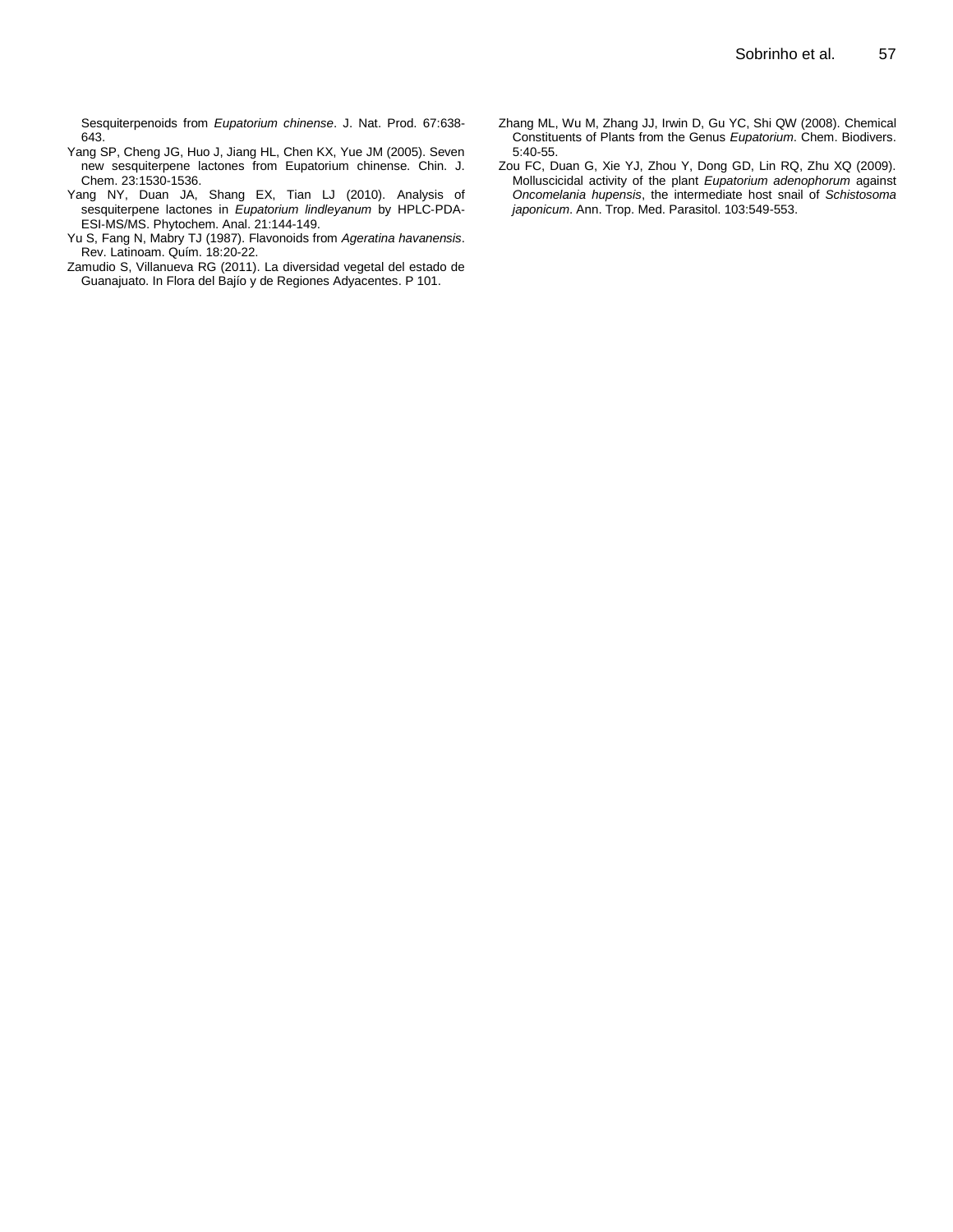Sesquiterpenoids from *Eupatorium chinense*. J. Nat. Prod. 67:638-643.

Yang SP, Cheng JG, Huo J, Jiang HL, Chen KX, Yue JM (2005). Seven new sesquiterpene lactones from Eupatorium chinense. Chin. J. Chem. 23:1530-1536.

Yang NY, Duan JA, Shang EX, Tian LJ (2010). Analysis of sesquiterpene lactones in *Eupatorium lindleyanum* by HPLC-PDA-ESI-MS/MS. Phytochem. Anal. 21:144-149.

Yu S, Fang N, Mabry TJ (1987). Flavonoids from *Ageratina havanensis*. Rev. Latinoam. Quím. 18:20-22.

Zamudio S, Villanueva RG (2011). La diversidad vegetal del estado de Guanajuato. In Flora del Bajío y de Regiones Adyacentes. P 101.

Zhang ML, Wu M, Zhang JJ, Irwin D, Gu YC, Shi QW (2008). Chemical Constituents of Plants from the Genus *Eupatorium*. Chem. Biodivers. 5:40-55.

Zou FC, Duan G, Xie YJ, Zhou Y, Dong GD, Lin RQ, Zhu XQ (2009). Molluscicidal activity of the plant *Eupatorium adenophorum* against *Oncomelania hupensis*, the intermediate host snail of *Schistosoma japonicum*. Ann. Trop. Med. Parasitol. 103:549-553.